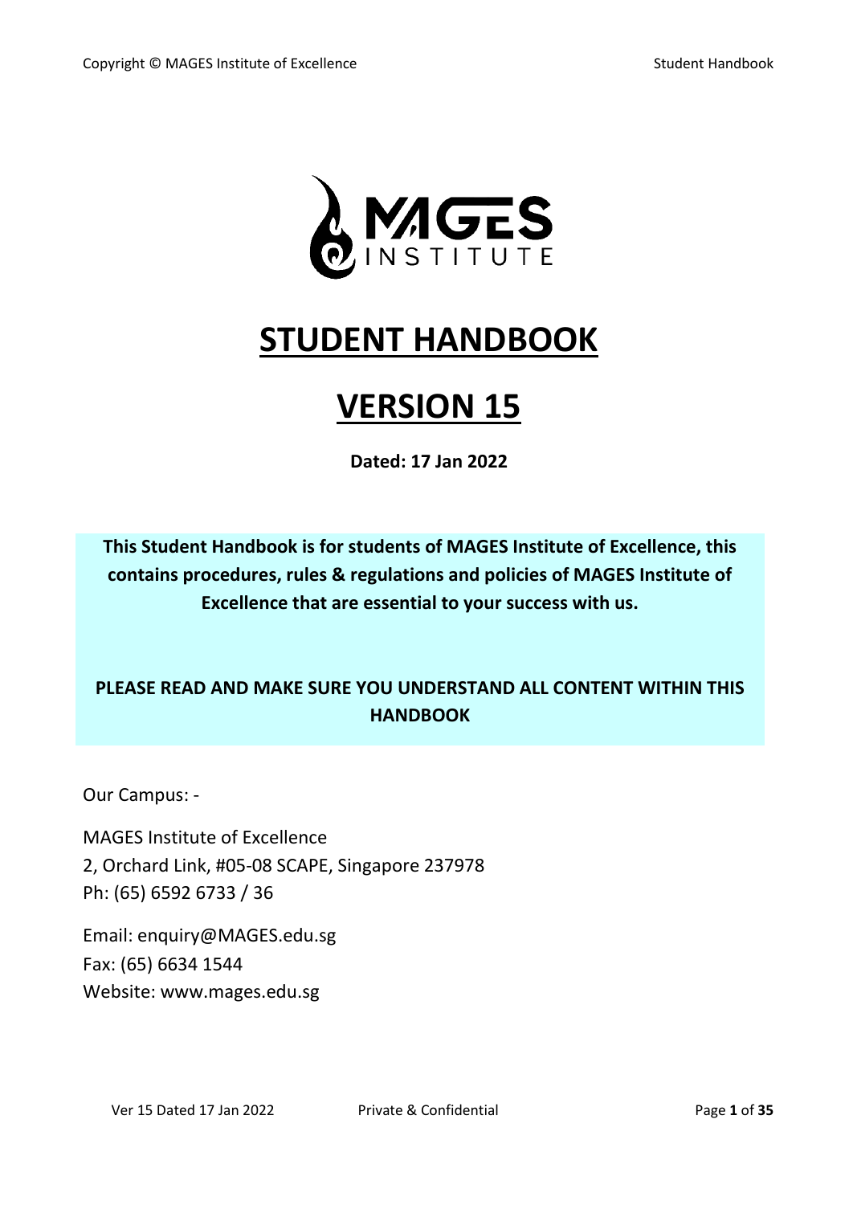# STUDENT HANDBOOK

# VERSION 15

**Dated: 17 Jan 2022**

**This Student Handbook is for students of MAGES Institute of Excellence, this contains procedures, rules & regulations and policies of MAGES Institute of Excellence that are essential to your success with us.**

**PLEASE READ AND MAKE SURE YOU UNDERSTAND ALL CONTENT WITHIN THIS HANDBOOK**

Our Campus: -

MAGES Institute of Excellence
2, Orchard Link, #05-08 SCAPE, Singapore 237978
Ph: (65) 6592 6733 / 36

Email: enquiry@MAGES.edu.sg
Fax: (65) 6634 1544
Website: www.mages.edu.sg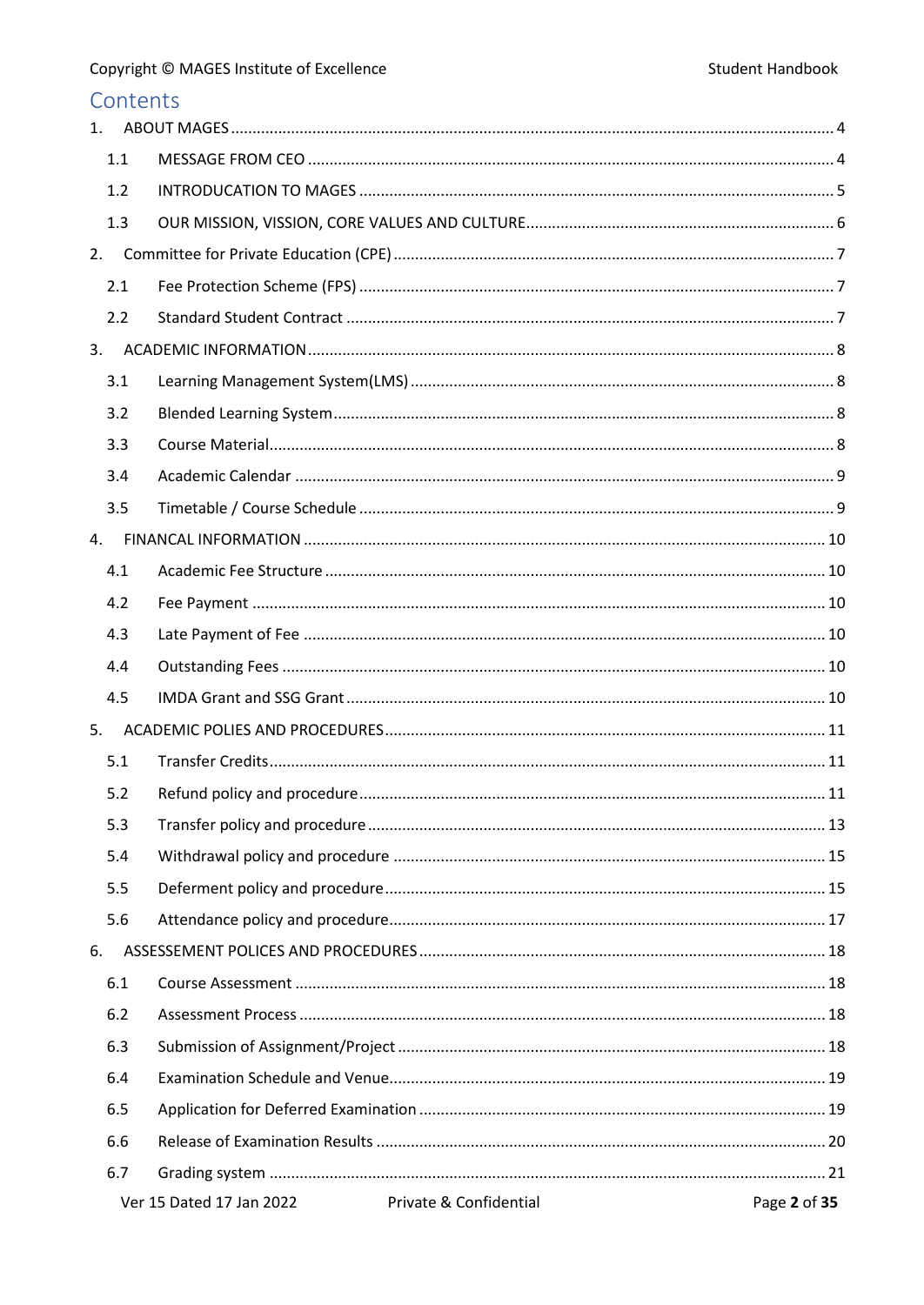# Contents

1. ABOUT MAGES ..... 4
   - 1.1 MESSAGE FROM CEO ..... 4
   - 1.2 INTRODUCATION TO MAGES ..... 5
   - 1.3 OUR MISSION, VISSION, CORE VALUES AND CULTURE ..... 6
2. Committee for Private Education (CPE) ..... 7
   - 2.1 Fee Protection Scheme (FPS) ..... 7
   - 2.2 Standard Student Contract ..... 7
3. ACADEMIC INFORMATION ..... 8
   - 3.1 Learning Management System(LMS) ..... 8
   - 3.2 Blended Learning System ..... 8
   - 3.3 Course Material ..... 8
   - 3.4 Academic Calendar ..... 9
   - 3.5 Timetable / Course Schedule ..... 9
4. FINANCAL INFORMATION ..... 10
   - 4.1 Academic Fee Structure ..... 10
   - 4.2 Fee Payment ..... 10
   - 4.3 Late Payment of Fee ..... 10
   - 4.4 Outstanding Fees ..... 10
   - 4.5 IMDA Grant and SSG Grant ..... 10
5. ACADEMIC POLIES AND PROCEDURES ..... 11
   - 5.1 Transfer Credits ..... 11
   - 5.2 Refund policy and procedure ..... 11
   - 5.3 Transfer policy and procedure ..... 13
   - 5.4 Withdrawal policy and procedure ..... 15
   - 5.5 Deferment policy and procedure ..... 15
   - 5.6 Attendance policy and procedure ..... 17
6. ASSESSEMENT POLICES AND PROCEDURES ..... 18
   - 6.1 Course Assessment ..... 18
   - 6.2 Assessment Process ..... 18
   - 6.3 Submission of Assignment/Project ..... 18
   - 6.4 Examination Schedule and Venue ..... 19
   - 6.5 Application for Deferred Examination ..... 19
   - 6.6 Release of Examination Results ..... 20
   - 6.7 Grading system ..... 21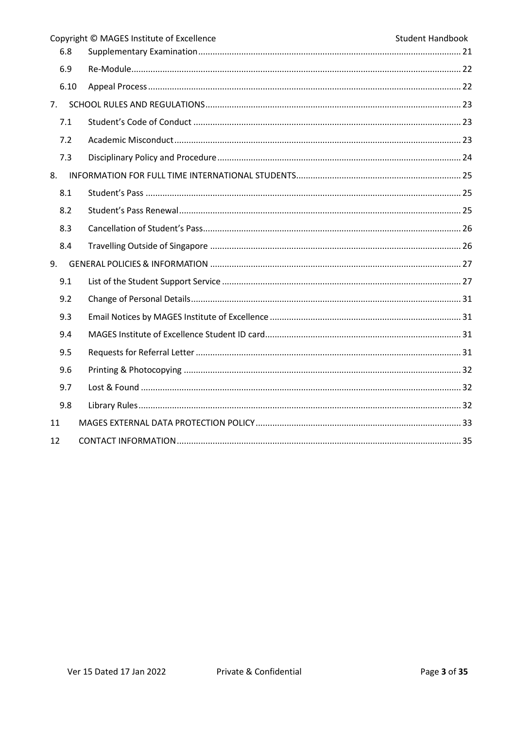| | | |
|---|---|---|
| 6.8 | Supplementary Examination | 21 |
| 6.9 | Re-Module | 22 |
| 6.10 | Appeal Process | 22 |
| 7. | SCHOOL RULES AND REGULATIONS | 23 |
| 7.1 | Student's Code of Conduct | 23 |
| 7.2 | Academic Misconduct | 23 |
| 7.3 | Disciplinary Policy and Procedure | 24 |
| 8. | INFORMATION FOR FULL TIME INTERNATIONAL STUDENTS | 25 |
| 8.1 | Student's Pass | 25 |
| 8.2 | Student's Pass Renewal | 25 |
| 8.3 | Cancellation of Student's Pass | 26 |
| 8.4 | Travelling Outside of Singapore | 26 |
| 9. | GENERAL POLICIES & INFORMATION | 27 |
| 9.1 | List of the Student Support Service | 27 |
| 9.2 | Change of Personal Details | 31 |
| 9.3 | Email Notices by MAGES Institute of Excellence | 31 |
| 9.4 | MAGES Institute of Excellence Student ID card | 31 |
| 9.5 | Requests for Referral Letter | 31 |
| 9.6 | Printing & Photocopying | 32 |
| 9.7 | Lost & Found | 32 |
| 9.8 | Library Rules | 32 |
| 11 | MAGES EXTERNAL DATA PROTECTION POLICY | 33 |
| 12 | CONTACT INFORMATION | 35 |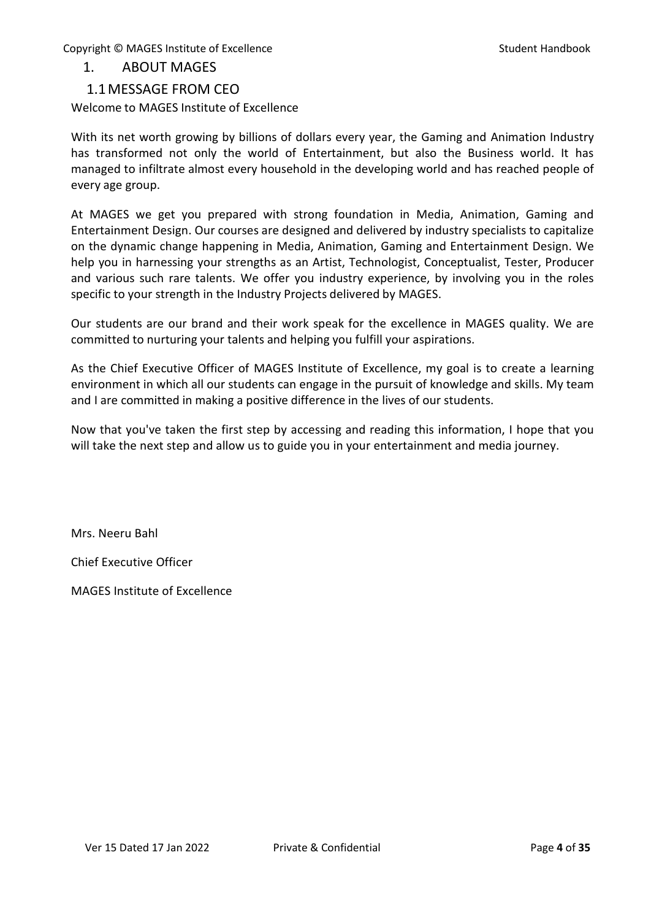# 1. ABOUT MAGES

## 1.1 MESSAGE FROM CEO

Welcome to MAGES Institute of Excellence

With its net worth growing by billions of dollars every year, the Gaming and Animation Industry has transformed not only the world of Entertainment, but also the Business world. It has managed to infiltrate almost every household in the developing world and has reached people of every age group.

At MAGES we get you prepared with strong foundation in Media, Animation, Gaming and Entertainment Design. Our courses are designed and delivered by industry specialists to capitalize on the dynamic change happening in Media, Animation, Gaming and Entertainment Design. We help you in harnessing your strengths as an Artist, Technologist, Conceptualist, Tester, Producer and various such rare talents. We offer you industry experience, by involving you in the roles specific to your strength in the Industry Projects delivered by MAGES.

Our students are our brand and their work speak for the excellence in MAGES quality. We are committed to nurturing your talents and helping you fulfill your aspirations.

As the Chief Executive Officer of MAGES Institute of Excellence, my goal is to create a learning environment in which all our students can engage in the pursuit of knowledge and skills. My team and I are committed in making a positive difference in the lives of our students.

Now that you've taken the first step by accessing and reading this information, I hope that you will take the next step and allow us to guide you in your entertainment and media journey.

Mrs. Neeru Bahl

Chief Executive Officer

MAGES Institute of Excellence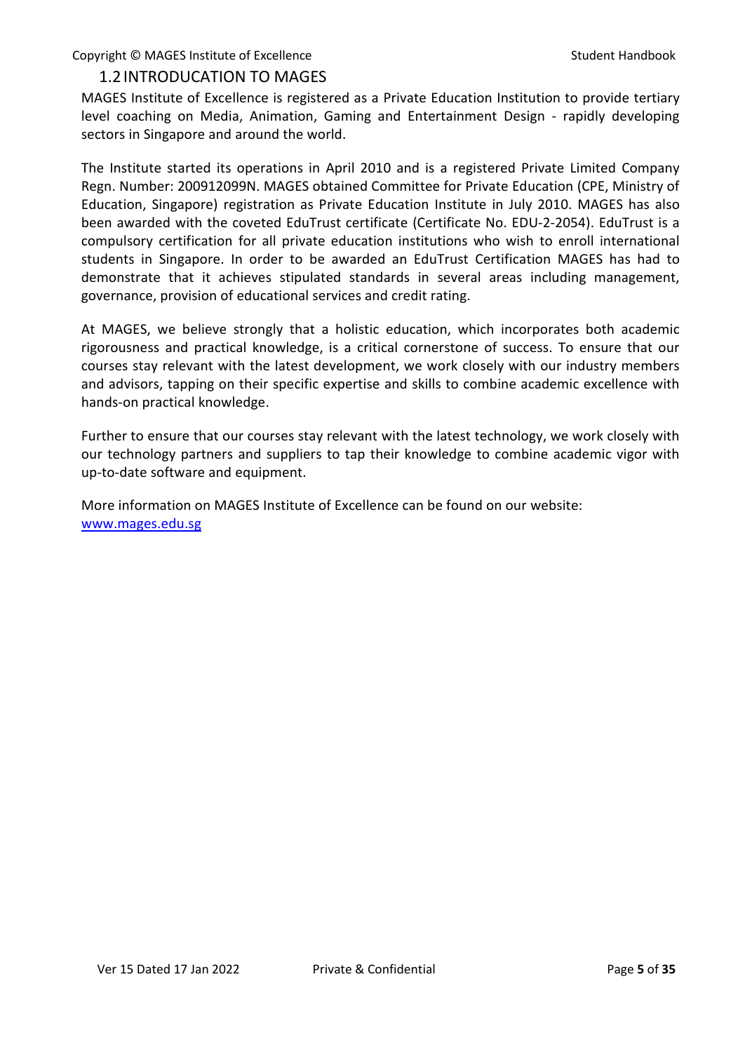## 1.2 INTRODUCATION TO MAGES

MAGES Institute of Excellence is registered as a Private Education Institution to provide tertiary level coaching on Media, Animation, Gaming and Entertainment Design - rapidly developing sectors in Singapore and around the world.

The Institute started its operations in April 2010 and is a registered Private Limited Company Regn. Number: 200912099N. MAGES obtained Committee for Private Education (CPE, Ministry of Education, Singapore) registration as Private Education Institute in July 2010. MAGES has also been awarded with the coveted EduTrust certificate (Certificate No. EDU-2-2054). EduTrust is a compulsory certification for all private education institutions who wish to enroll international students in Singapore. In order to be awarded an EduTrust Certification MAGES has had to demonstrate that it achieves stipulated standards in several areas including management, governance, provision of educational services and credit rating.

At MAGES, we believe strongly that a holistic education, which incorporates both academic rigorousness and practical knowledge, is a critical cornerstone of success. To ensure that our courses stay relevant with the latest development, we work closely with our industry members and advisors, tapping on their specific expertise and skills to combine academic excellence with hands-on practical knowledge.

Further to ensure that our courses stay relevant with the latest technology, we work closely with our technology partners and suppliers to tap their knowledge to combine academic vigor with up-to-date software and equipment.

More information on MAGES Institute of Excellence can be found on our website:
[www.mages.edu.sg](http://www.mages.edu.sg)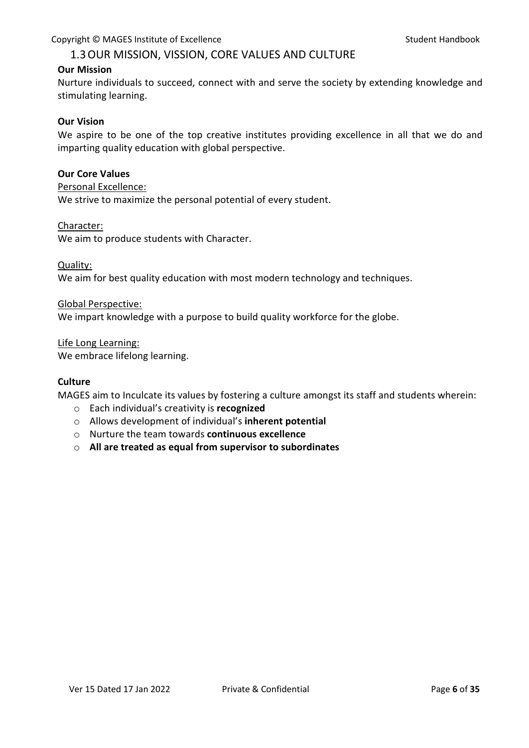## 1.3 OUR MISSION, VISSION, CORE VALUES AND CULTURE

**Our Mission**

Nurture individuals to succeed, connect with and serve the society by extending knowledge and stimulating learning.

**Our Vision**

We aspire to be one of the top creative institutes providing excellence in all that we do and imparting quality education with global perspective.

**Our Core Values**

<u>Personal Excellence:</u>
We strive to maximize the personal potential of every student.

<u>Character:</u>
We aim to produce students with Character.

<u>Quality:</u>
We aim for best quality education with most modern technology and techniques.

<u>Global Perspective:</u>
We impart knowledge with a purpose to build quality workforce for the globe.

<u>Life Long Learning:</u>
We embrace lifelong learning.

**Culture**

MAGES aim to Inculcate its values by fostering a culture amongst its staff and students wherein:

- Each individual's creativity is **recognized**
- Allows development of individual's **inherent potential**
- Nurture the team towards **continuous excellence**
- **All are treated as equal from supervisor to subordinates**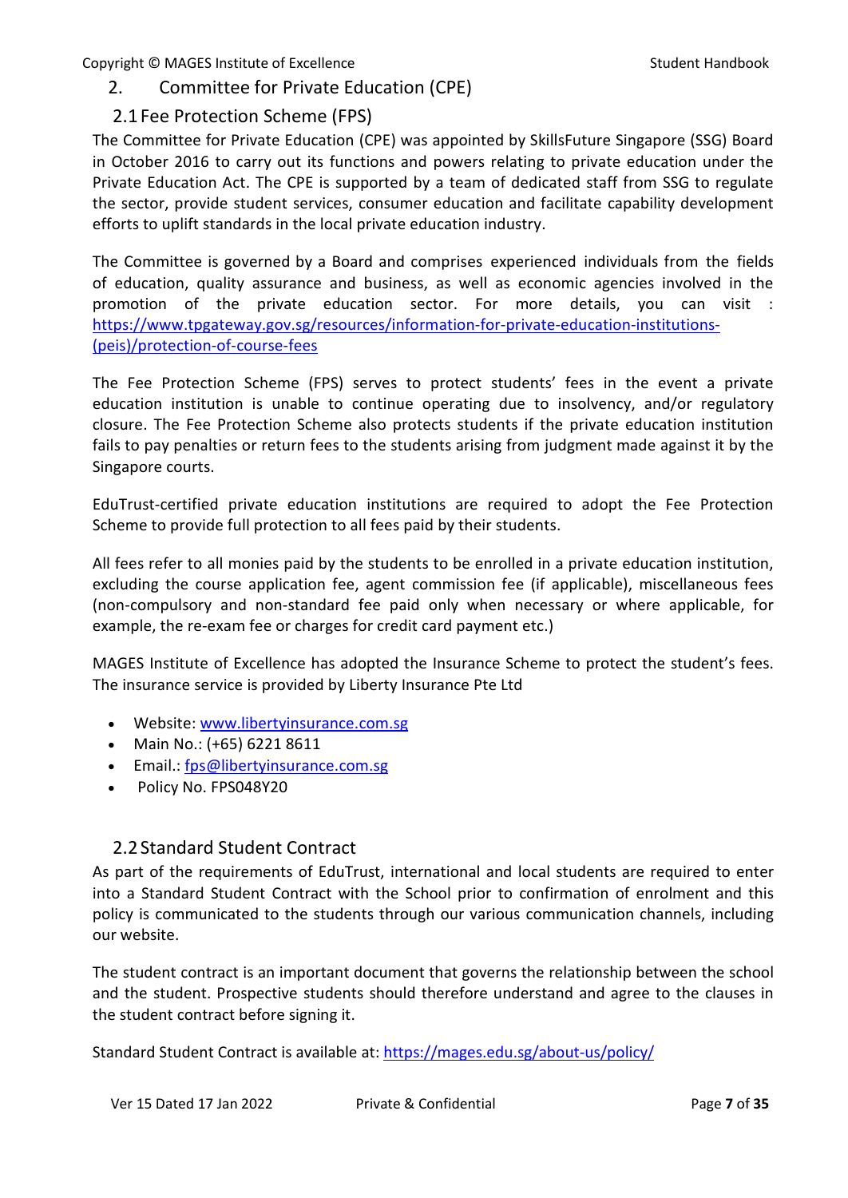## 2. Committee for Private Education (CPE)

### 2.1 Fee Protection Scheme (FPS)

The Committee for Private Education (CPE) was appointed by SkillsFuture Singapore (SSG) Board in October 2016 to carry out its functions and powers relating to private education under the Private Education Act. The CPE is supported by a team of dedicated staff from SSG to regulate the sector, provide student services, consumer education and facilitate capability development efforts to uplift standards in the local private education industry.

The Committee is governed by a Board and comprises experienced individuals from the fields of education, quality assurance and business, as well as economic agencies involved in the promotion of the private education sector. For more details, you can visit : https://www.tpgateway.gov.sg/resources/information-for-private-education-institutions-(peis)/protection-of-course-fees

The Fee Protection Scheme (FPS) serves to protect students' fees in the event a private education institution is unable to continue operating due to insolvency, and/or regulatory closure. The Fee Protection Scheme also protects students if the private education institution fails to pay penalties or return fees to the students arising from judgment made against it by the Singapore courts.

EduTrust-certified private education institutions are required to adopt the Fee Protection Scheme to provide full protection to all fees paid by their students.

All fees refer to all monies paid by the students to be enrolled in a private education institution, excluding the course application fee, agent commission fee (if applicable), miscellaneous fees (non-compulsory and non-standard fee paid only when necessary or where applicable, for example, the re-exam fee or charges for credit card payment etc.)

MAGES Institute of Excellence has adopted the Insurance Scheme to protect the student's fees. The insurance service is provided by Liberty Insurance Pte Ltd

- Website: www.libertyinsurance.com.sg
- Main No.: (+65) 6221 8611
- Email.: fps@libertyinsurance.com.sg
- Policy No. FPS048Y20

### 2.2 Standard Student Contract

As part of the requirements of EduTrust, international and local students are required to enter into a Standard Student Contract with the School prior to confirmation of enrolment and this policy is communicated to the students through our various communication channels, including our website.

The student contract is an important document that governs the relationship between the school and the student. Prospective students should therefore understand and agree to the clauses in the student contract before signing it.

Standard Student Contract is available at: https://mages.edu.sg/about-us/policy/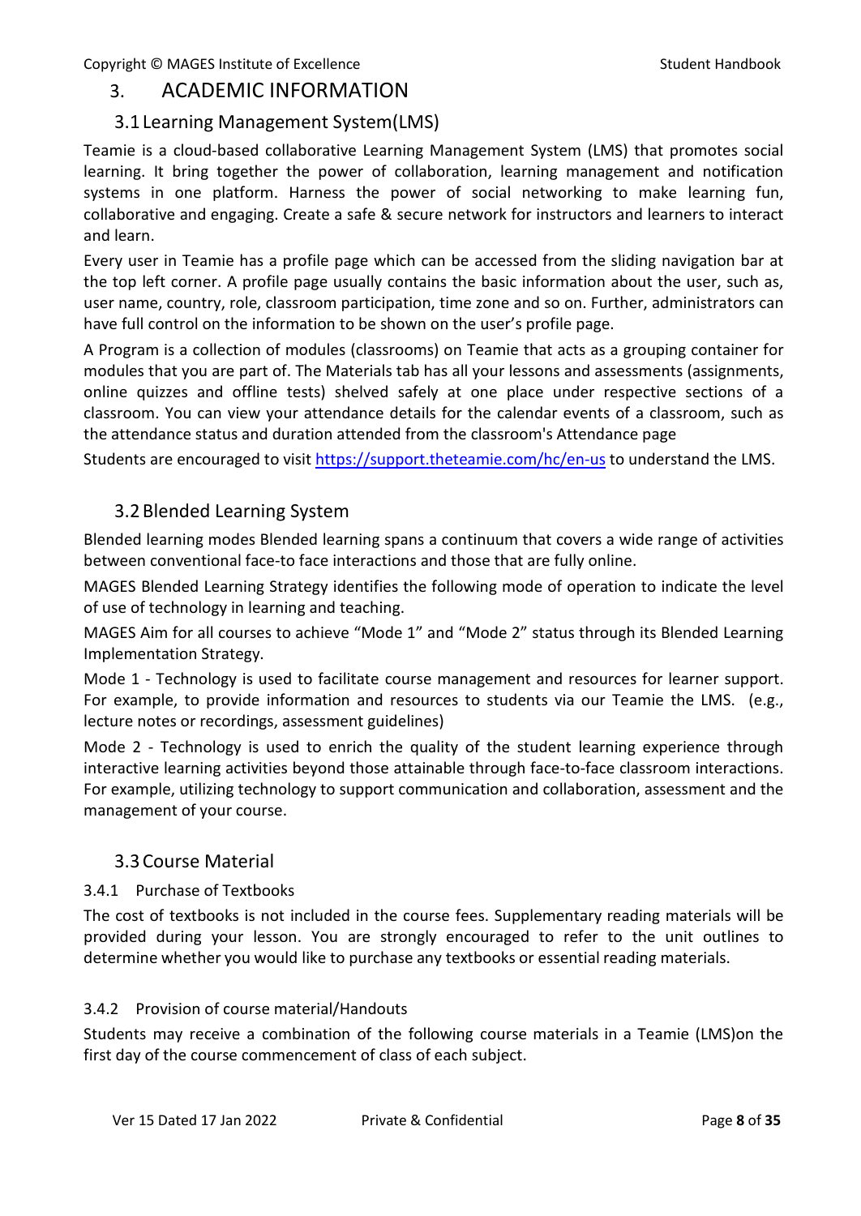# 3. ACADEMIC INFORMATION

## 3.1 Learning Management System(LMS)

Teamie is a cloud-based collaborative Learning Management System (LMS) that promotes social learning. It bring together the power of collaboration, learning management and notification systems in one platform. Harness the power of social networking to make learning fun, collaborative and engaging. Create a safe & secure network for instructors and learners to interact and learn.

Every user in Teamie has a profile page which can be accessed from the sliding navigation bar at the top left corner. A profile page usually contains the basic information about the user, such as, user name, country, role, classroom participation, time zone and so on. Further, administrators can have full control on the information to be shown on the user's profile page.

A Program is a collection of modules (classrooms) on Teamie that acts as a grouping container for modules that you are part of. The Materials tab has all your lessons and assessments (assignments, online quizzes and offline tests) shelved safely at one place under respective sections of a classroom. You can view your attendance details for the calendar events of a classroom, such as the attendance status and duration attended from the classroom's Attendance page

Students are encouraged to visit https://support.theteamie.com/hc/en-us to understand the LMS.

## 3.2 Blended Learning System

Blended learning modes Blended learning spans a continuum that covers a wide range of activities between conventional face-to face interactions and those that are fully online.

MAGES Blended Learning Strategy identifies the following mode of operation to indicate the level of use of technology in learning and teaching.

MAGES Aim for all courses to achieve "Mode 1" and "Mode 2" status through its Blended Learning Implementation Strategy.

Mode 1 - Technology is used to facilitate course management and resources for learner support. For example, to provide information and resources to students via our Teamie the LMS. (e.g., lecture notes or recordings, assessment guidelines)

Mode 2 - Technology is used to enrich the quality of the student learning experience through interactive learning activities beyond those attainable through face-to-face classroom interactions. For example, utilizing technology to support communication and collaboration, assessment and the management of your course.

## 3.3 Course Material

### 3.4.1 Purchase of Textbooks

The cost of textbooks is not included in the course fees. Supplementary reading materials will be provided during your lesson. You are strongly encouraged to refer to the unit outlines to determine whether you would like to purchase any textbooks or essential reading materials.

### 3.4.2 Provision of course material/Handouts

Students may receive a combination of the following course materials in a Teamie (LMS)on the first day of the course commencement of class of each subject.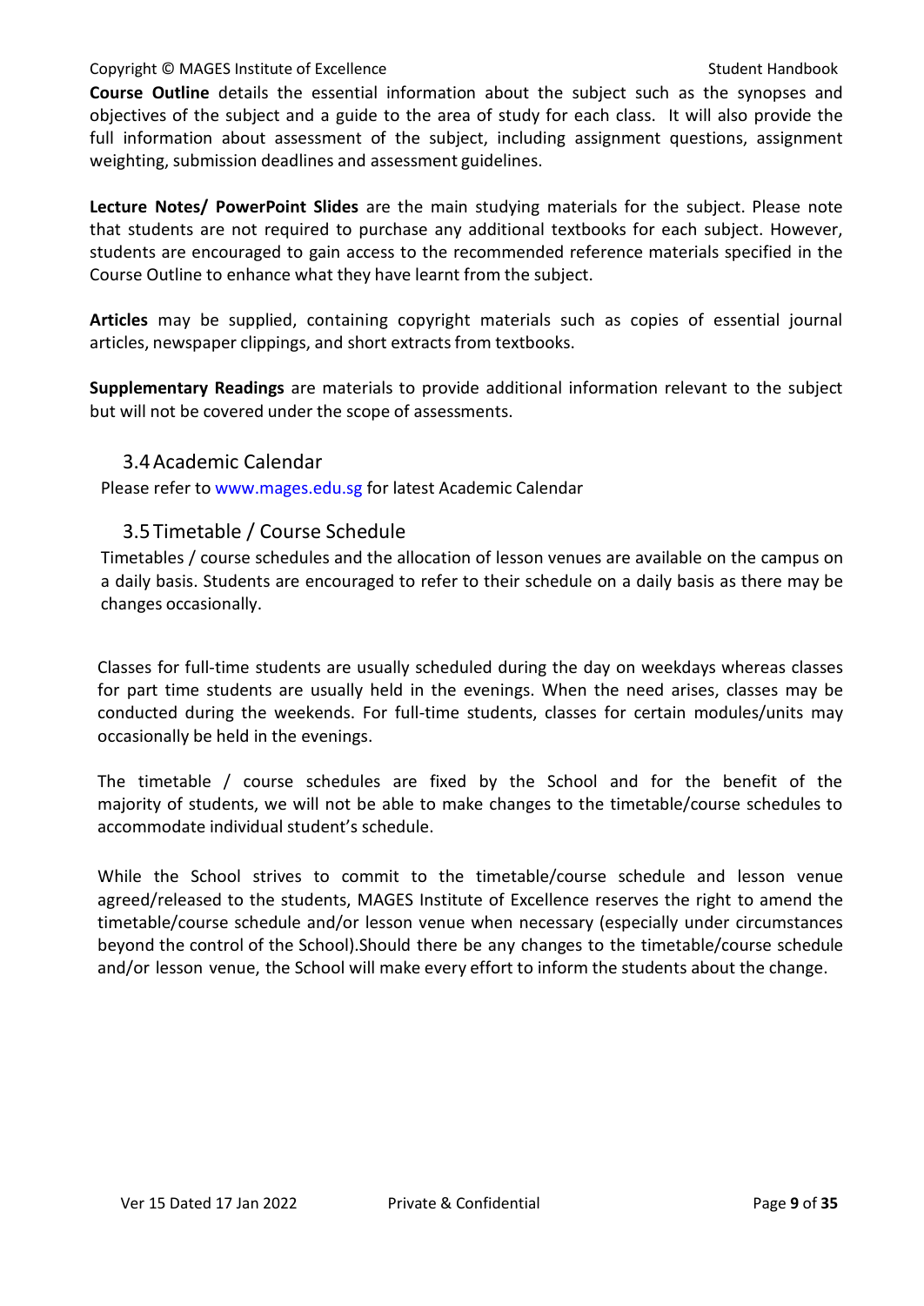**Course Outline** details the essential information about the subject such as the synopses and objectives of the subject and a guide to the area of study for each class. It will also provide the full information about assessment of the subject, including assignment questions, assignment weighting, submission deadlines and assessment guidelines.

**Lecture Notes/ PowerPoint Slides** are the main studying materials for the subject. Please note that students are not required to purchase any additional textbooks for each subject. However, students are encouraged to gain access to the recommended reference materials specified in the Course Outline to enhance what they have learnt from the subject.

**Articles** may be supplied, containing copyright materials such as copies of essential journal articles, newspaper clippings, and short extracts from textbooks.

**Supplementary Readings** are materials to provide additional information relevant to the subject but will not be covered under the scope of assessments.

## 3.4 Academic Calendar

Please refer to www.mages.edu.sg for latest Academic Calendar

## 3.5 Timetable / Course Schedule

Timetables / course schedules and the allocation of lesson venues are available on the campus on a daily basis. Students are encouraged to refer to their schedule on a daily basis as there may be changes occasionally.

Classes for full-time students are usually scheduled during the day on weekdays whereas classes for part time students are usually held in the evenings. When the need arises, classes may be conducted during the weekends. For full-time students, classes for certain modules/units may occasionally be held in the evenings.

The timetable / course schedules are fixed by the School and for the benefit of the majority of students, we will not be able to make changes to the timetable/course schedules to accommodate individual student's schedule.

While the School strives to commit to the timetable/course schedule and lesson venue agreed/released to the students, MAGES Institute of Excellence reserves the right to amend the timetable/course schedule and/or lesson venue when necessary (especially under circumstances beyond the control of the School).Should there be any changes to the timetable/course schedule and/or lesson venue, the School will make every effort to inform the students about the change.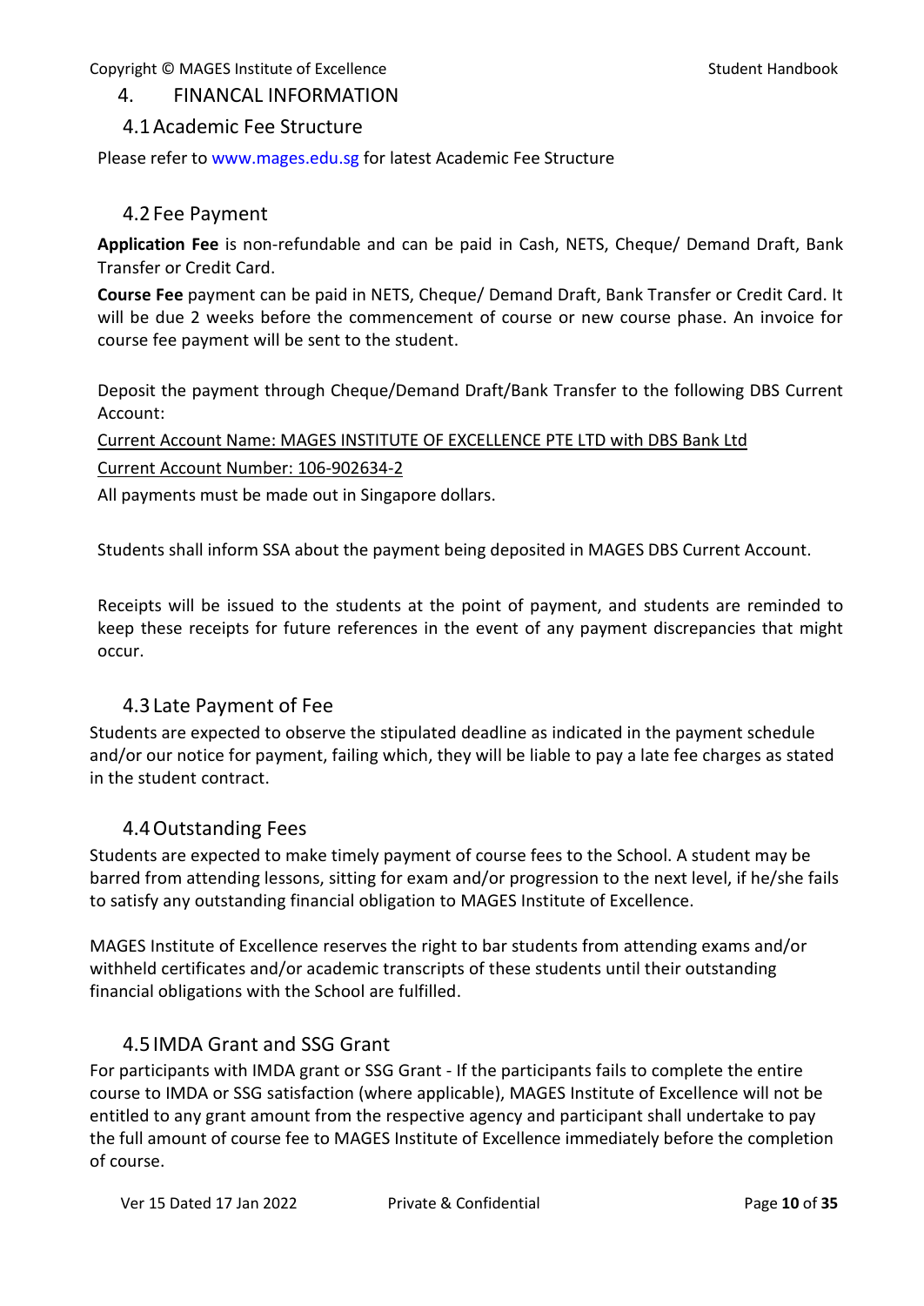# 4. FINANCAL INFORMATION

## 4.1 Academic Fee Structure

Please refer to www.mages.edu.sg for latest Academic Fee Structure

## 4.2 Fee Payment

**Application Fee** is non-refundable and can be paid in Cash, NETS, Cheque/ Demand Draft, Bank Transfer or Credit Card.

**Course Fee** payment can be paid in NETS, Cheque/ Demand Draft, Bank Transfer or Credit Card. It will be due 2 weeks before the commencement of course or new course phase. An invoice for course fee payment will be sent to the student.

Deposit the payment through Cheque/Demand Draft/Bank Transfer to the following DBS Current Account:

<u>Current Account Name: MAGES INSTITUTE OF EXCELLENCE PTE LTD with DBS Bank Ltd</u>

<u>Current Account Number: 106-902634-2</u>

All payments must be made out in Singapore dollars.

Students shall inform SSA about the payment being deposited in MAGES DBS Current Account.

Receipts will be issued to the students at the point of payment, and students are reminded to keep these receipts for future references in the event of any payment discrepancies that might occur.

## 4.3 Late Payment of Fee

Students are expected to observe the stipulated deadline as indicated in the payment schedule and/or our notice for payment, failing which, they will be liable to pay a late fee charges as stated in the student contract.

## 4.4 Outstanding Fees

Students are expected to make timely payment of course fees to the School. A student may be barred from attending lessons, sitting for exam and/or progression to the next level, if he/she fails to satisfy any outstanding financial obligation to MAGES Institute of Excellence.

MAGES Institute of Excellence reserves the right to bar students from attending exams and/or withheld certificates and/or academic transcripts of these students until their outstanding financial obligations with the School are fulfilled.

## 4.5 IMDA Grant and SSG Grant

For participants with IMDA grant or SSG Grant - If the participants fails to complete the entire course to IMDA or SSG satisfaction (where applicable), MAGES Institute of Excellence will not be entitled to any grant amount from the respective agency and participant shall undertake to pay the full amount of course fee to MAGES Institute of Excellence immediately before the completion of course.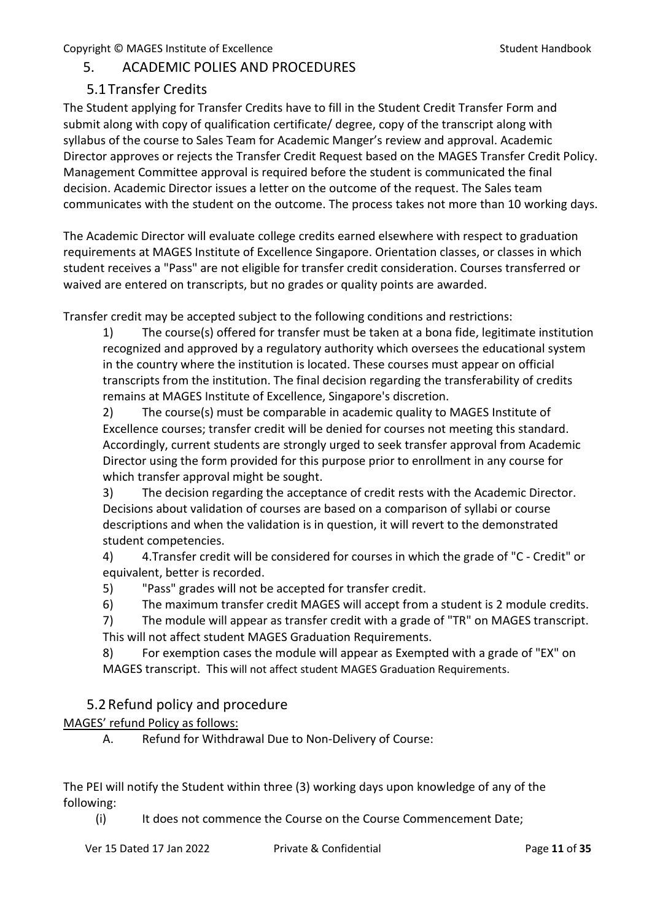## 5. ACADEMIC POLIES AND PROCEDURES

### 5.1 Transfer Credits

The Student applying for Transfer Credits have to fill in the Student Credit Transfer Form and submit along with copy of qualification certificate/ degree, copy of the transcript along with syllabus of the course to Sales Team for Academic Manger's review and approval. Academic Director approves or rejects the Transfer Credit Request based on the MAGES Transfer Credit Policy. Management Committee approval is required before the student is communicated the final decision. Academic Director issues a letter on the outcome of the request. The Sales team communicates with the student on the outcome. The process takes not more than 10 working days.

The Academic Director will evaluate college credits earned elsewhere with respect to graduation requirements at MAGES Institute of Excellence Singapore. Orientation classes, or classes in which student receives a "Pass" are not eligible for transfer credit consideration. Courses transferred or waived are entered on transcripts, but no grades or quality points are awarded.

Transfer credit may be accepted subject to the following conditions and restrictions:

1) The course(s) offered for transfer must be taken at a bona fide, legitimate institution recognized and approved by a regulatory authority which oversees the educational system in the country where the institution is located. These courses must appear on official transcripts from the institution. The final decision regarding the transferability of credits remains at MAGES Institute of Excellence, Singapore's discretion.
2) The course(s) must be comparable in academic quality to MAGES Institute of Excellence courses; transfer credit will be denied for courses not meeting this standard. Accordingly, current students are strongly urged to seek transfer approval from Academic Director using the form provided for this purpose prior to enrollment in any course for which transfer approval might be sought.
3) The decision regarding the acceptance of credit rests with the Academic Director. Decisions about validation of courses are based on a comparison of syllabi or course descriptions and when the validation is in question, it will revert to the demonstrated student competencies.
4) 4.Transfer credit will be considered for courses in which the grade of "C - Credit" or equivalent, better is recorded.
5) "Pass" grades will not be accepted for transfer credit.
6) The maximum transfer credit MAGES will accept from a student is 2 module credits.
7) The module will appear as transfer credit with a grade of "TR" on MAGES transcript. This will not affect student MAGES Graduation Requirements.
8) For exemption cases the module will appear as Exempted with a grade of "EX" on MAGES transcript. This will not affect student MAGES Graduation Requirements.

### 5.2 Refund policy and procedure

<u>MAGES' refund Policy as follows:</u>

A. Refund for Withdrawal Due to Non-Delivery of Course:

The PEI will notify the Student within three (3) working days upon knowledge of any of the following:

(i) It does not commence the Course on the Course Commencement Date;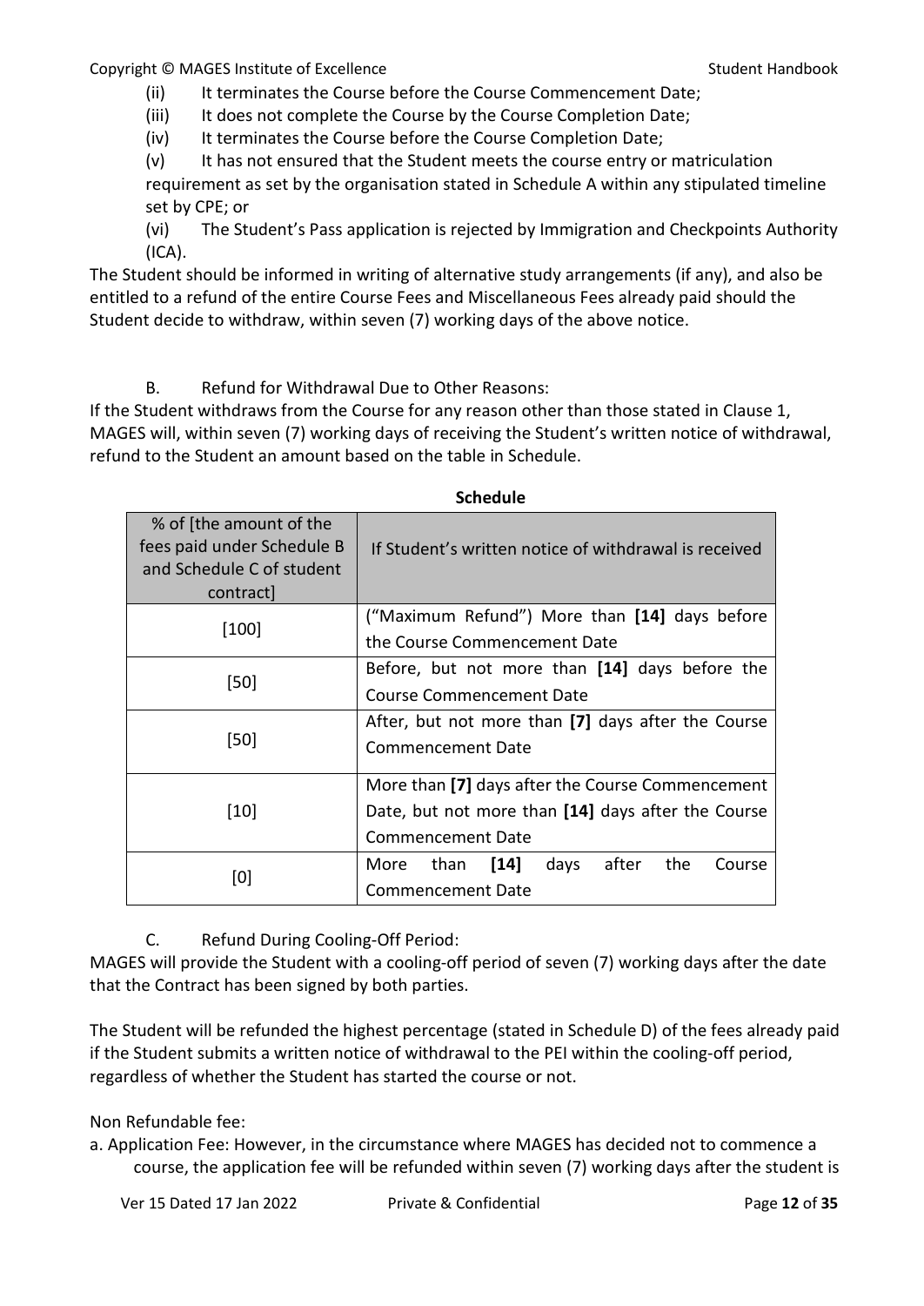(ii) It terminates the Course before the Course Commencement Date;

(iii) It does not complete the Course by the Course Completion Date;

(iv) It terminates the Course before the Course Completion Date;

(v) It has not ensured that the Student meets the course entry or matriculation requirement as set by the organisation stated in Schedule A within any stipulated timeline set by CPE; or

(vi) The Student's Pass application is rejected by Immigration and Checkpoints Authority (ICA).

The Student should be informed in writing of alternative study arrangements (if any), and also be entitled to a refund of the entire Course Fees and Miscellaneous Fees already paid should the Student decide to withdraw, within seven (7) working days of the above notice.

B. Refund for Withdrawal Due to Other Reasons:

If the Student withdraws from the Course for any reason other than those stated in Clause 1, MAGES will, within seven (7) working days of receiving the Student's written notice of withdrawal, refund to the Student an amount based on the table in Schedule.

**Schedule**

| % of [the amount of the fees paid under Schedule B and Schedule C of student contract] | If Student's written notice of withdrawal is received |
|---|---|
| [100] | ("Maximum Refund") More than **[14]** days before the Course Commencement Date |
| [50] | Before, but not more than **[14]** days before the Course Commencement Date |
| [50] | After, but not more than **[7]** days after the Course Commencement Date |
| [10] | More than **[7]** days after the Course Commencement Date, but not more than **[14]** days after the Course Commencement Date |
| [0] | More than **[14]** days after the Course Commencement Date |

C. Refund During Cooling-Off Period:

MAGES will provide the Student with a cooling-off period of seven (7) working days after the date that the Contract has been signed by both parties.

The Student will be refunded the highest percentage (stated in Schedule D) of the fees already paid if the Student submits a written notice of withdrawal to the PEI within the cooling-off period, regardless of whether the Student has started the course or not.

Non Refundable fee:

a. Application Fee: However, in the circumstance where MAGES has decided not to commence a course, the application fee will be refunded within seven (7) working days after the student is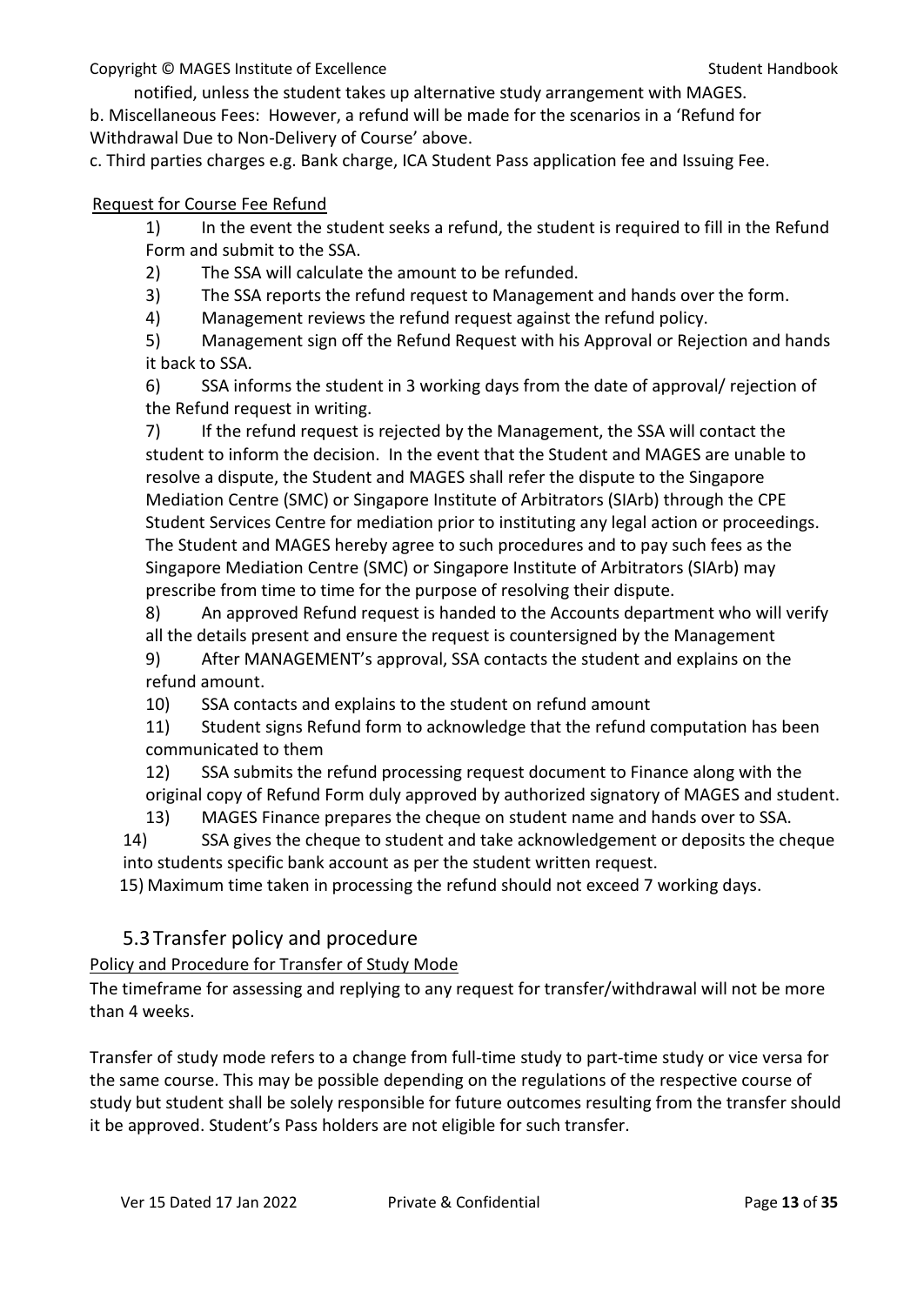notified, unless the student takes up alternative study arrangement with MAGES.

b. Miscellaneous Fees: However, a refund will be made for the scenarios in a 'Refund for Withdrawal Due to Non-Delivery of Course' above.

c. Third parties charges e.g. Bank charge, ICA Student Pass application fee and Issuing Fee.

<u>Request for Course Fee Refund</u>

1) In the event the student seeks a refund, the student is required to fill in the Refund Form and submit to the SSA.
2) The SSA will calculate the amount to be refunded.
3) The SSA reports the refund request to Management and hands over the form.
4) Management reviews the refund request against the refund policy.
5) Management sign off the Refund Request with his Approval or Rejection and hands it back to SSA.
6) SSA informs the student in 3 working days from the date of approval/ rejection of the Refund request in writing.
7) If the refund request is rejected by the Management, the SSA will contact the student to inform the decision. In the event that the Student and MAGES are unable to resolve a dispute, the Student and MAGES shall refer the dispute to the Singapore Mediation Centre (SMC) or Singapore Institute of Arbitrators (SIArb) through the CPE Student Services Centre for mediation prior to instituting any legal action or proceedings. The Student and MAGES hereby agree to such procedures and to pay such fees as the Singapore Mediation Centre (SMC) or Singapore Institute of Arbitrators (SIArb) may prescribe from time to time for the purpose of resolving their dispute.
8) An approved Refund request is handed to the Accounts department who will verify all the details present and ensure the request is countersigned by the Management
9) After MANAGEMENT's approval, SSA contacts the student and explains on the refund amount.
10) SSA contacts and explains to the student on refund amount
11) Student signs Refund form to acknowledge that the refund computation has been communicated to them
12) SSA submits the refund processing request document to Finance along with the original copy of Refund Form duly approved by authorized signatory of MAGES and student.
13) MAGES Finance prepares the cheque on student name and hands over to SSA.
14) SSA gives the cheque to student and take acknowledgement or deposits the cheque into students specific bank account as per the student written request.
15) Maximum time taken in processing the refund should not exceed 7 working days.

## 5.3 Transfer policy and procedure

<u>Policy and Procedure for Transfer of Study Mode</u>

The timeframe for assessing and replying to any request for transfer/withdrawal will not be more than 4 weeks.

Transfer of study mode refers to a change from full-time study to part-time study or vice versa for the same course. This may be possible depending on the regulations of the respective course of study but student shall be solely responsible for future outcomes resulting from the transfer should it be approved. Student's Pass holders are not eligible for such transfer.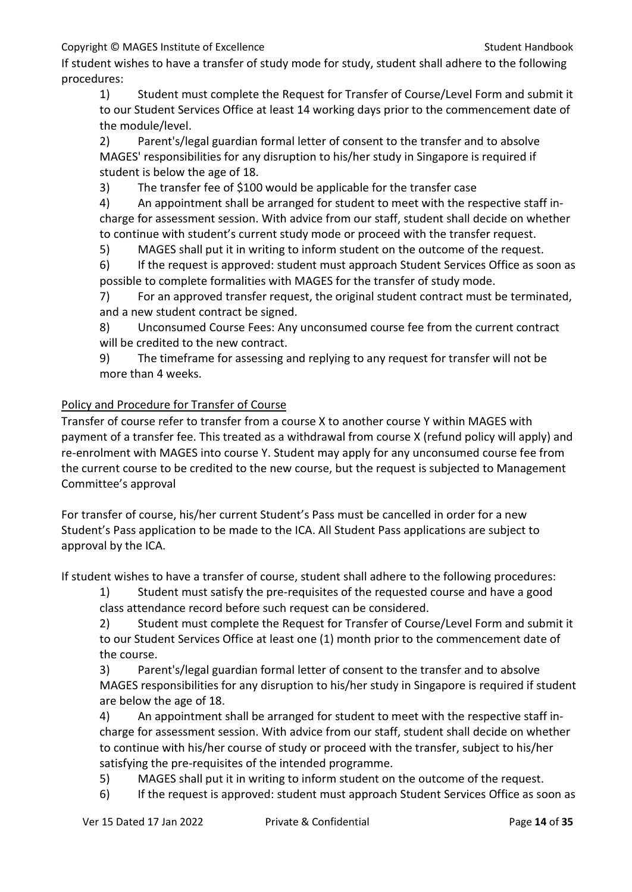If student wishes to have a transfer of study mode for study, student shall adhere to the following procedures:

1) Student must complete the Request for Transfer of Course/Level Form and submit it to our Student Services Office at least 14 working days prior to the commencement date of the module/level.
2) Parent's/legal guardian formal letter of consent to the transfer and to absolve MAGES' responsibilities for any disruption to his/her study in Singapore is required if student is below the age of 18.
3) The transfer fee of $100 would be applicable for the transfer case
4) An appointment shall be arranged for student to meet with the respective staff in-charge for assessment session. With advice from our staff, student shall decide on whether to continue with student's current study mode or proceed with the transfer request.
5) MAGES shall put it in writing to inform student on the outcome of the request.
6) If the request is approved: student must approach Student Services Office as soon as possible to complete formalities with MAGES for the transfer of study mode.
7) For an approved transfer request, the original student contract must be terminated, and a new student contract be signed.
8) Unconsumed Course Fees: Any unconsumed course fee from the current contract will be credited to the new contract.
9) The timeframe for assessing and replying to any request for transfer will not be more than 4 weeks.

<u>Policy and Procedure for Transfer of Course</u>

Transfer of course refer to transfer from a course X to another course Y within MAGES with payment of a transfer fee. This treated as a withdrawal from course X (refund policy will apply) and re-enrolment with MAGES into course Y. Student may apply for any unconsumed course fee from the current course to be credited to the new course, but the request is subjected to Management Committee's approval

For transfer of course, his/her current Student's Pass must be cancelled in order for a new Student's Pass application to be made to the ICA. All Student Pass applications are subject to approval by the ICA.

If student wishes to have a transfer of course, student shall adhere to the following procedures:

1) Student must satisfy the pre-requisites of the requested course and have a good class attendance record before such request can be considered.
2) Student must complete the Request for Transfer of Course/Level Form and submit it to our Student Services Office at least one (1) month prior to the commencement date of the course.
3) Parent's/legal guardian formal letter of consent to the transfer and to absolve MAGES responsibilities for any disruption to his/her study in Singapore is required if student are below the age of 18.
4) An appointment shall be arranged for student to meet with the respective staff in-charge for assessment session. With advice from our staff, student shall decide on whether to continue with his/her course of study or proceed with the transfer, subject to his/her satisfying the pre-requisites of the intended programme.
5) MAGES shall put it in writing to inform student on the outcome of the request.
6) If the request is approved: student must approach Student Services Office as soon as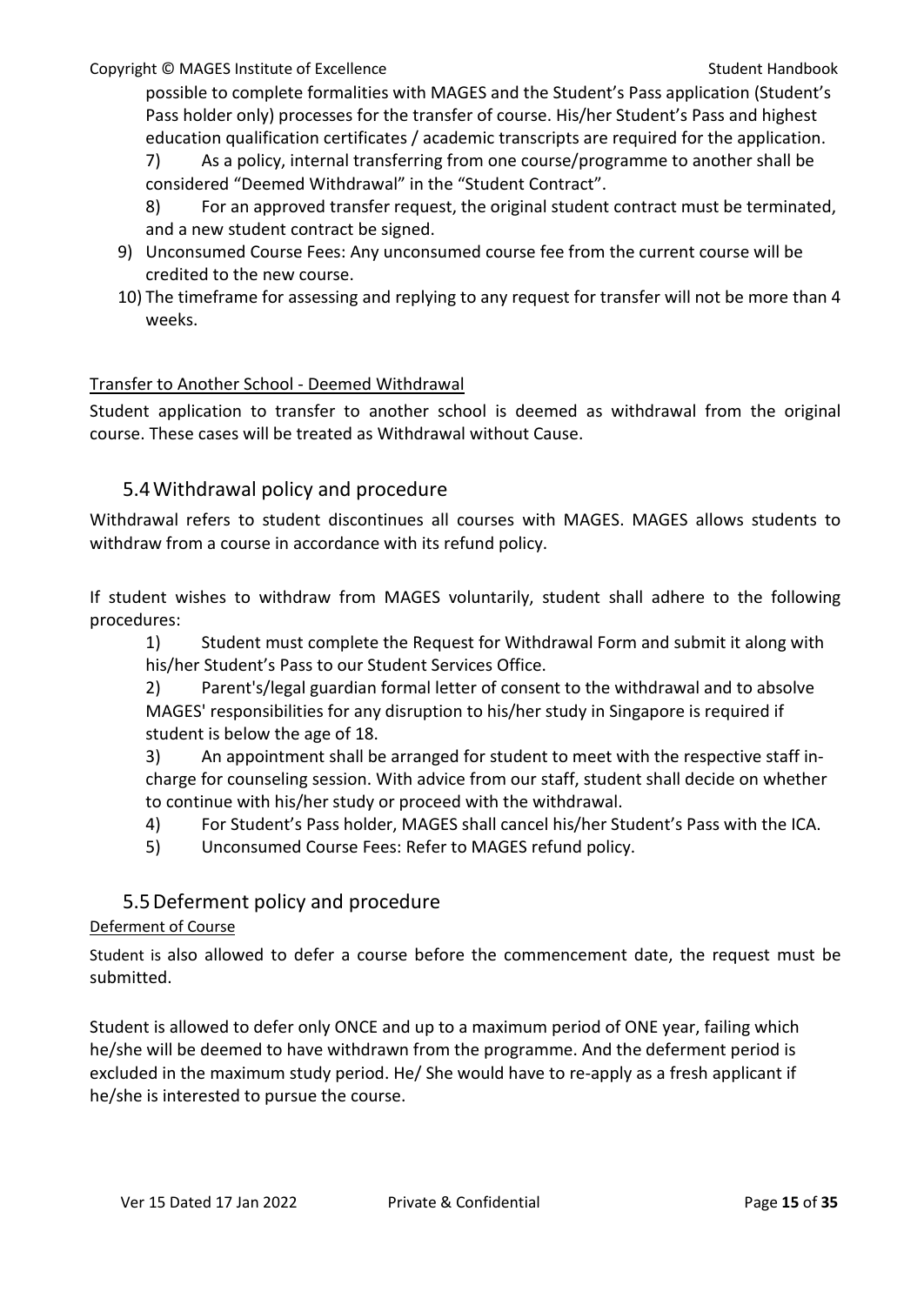possible to complete formalities with MAGES and the Student's Pass application (Student's Pass holder only) processes for the transfer of course. His/her Student's Pass and highest education qualification certificates / academic transcripts are required for the application.

7) As a policy, internal transferring from one course/programme to another shall be considered "Deemed Withdrawal" in the "Student Contract".

8) For an approved transfer request, the original student contract must be terminated, and a new student contract be signed.

9) Unconsumed Course Fees: Any unconsumed course fee from the current course will be credited to the new course.

10) The timeframe for assessing and replying to any request for transfer will not be more than 4 weeks.

Transfer to Another School - Deemed Withdrawal

Student application to transfer to another school is deemed as withdrawal from the original course. These cases will be treated as Withdrawal without Cause.

## 5.4 Withdrawal policy and procedure

Withdrawal refers to student discontinues all courses with MAGES. MAGES allows students to withdraw from a course in accordance with its refund policy.

If student wishes to withdraw from MAGES voluntarily, student shall adhere to the following procedures:

1) Student must complete the Request for Withdrawal Form and submit it along with his/her Student's Pass to our Student Services Office.
2) Parent's/legal guardian formal letter of consent to the withdrawal and to absolve MAGES' responsibilities for any disruption to his/her study in Singapore is required if student is below the age of 18.
3) An appointment shall be arranged for student to meet with the respective staff in-charge for counseling session. With advice from our staff, student shall decide on whether to continue with his/her study or proceed with the withdrawal.
4) For Student's Pass holder, MAGES shall cancel his/her Student's Pass with the ICA.
5) Unconsumed Course Fees: Refer to MAGES refund policy.

## 5.5 Deferment policy and procedure

Deferment of Course

Student is also allowed to defer a course before the commencement date, the request must be submitted.

Student is allowed to defer only ONCE and up to a maximum period of ONE year, failing which he/she will be deemed to have withdrawn from the programme. And the deferment period is excluded in the maximum study period. He/ She would have to re-apply as a fresh applicant if he/she is interested to pursue the course.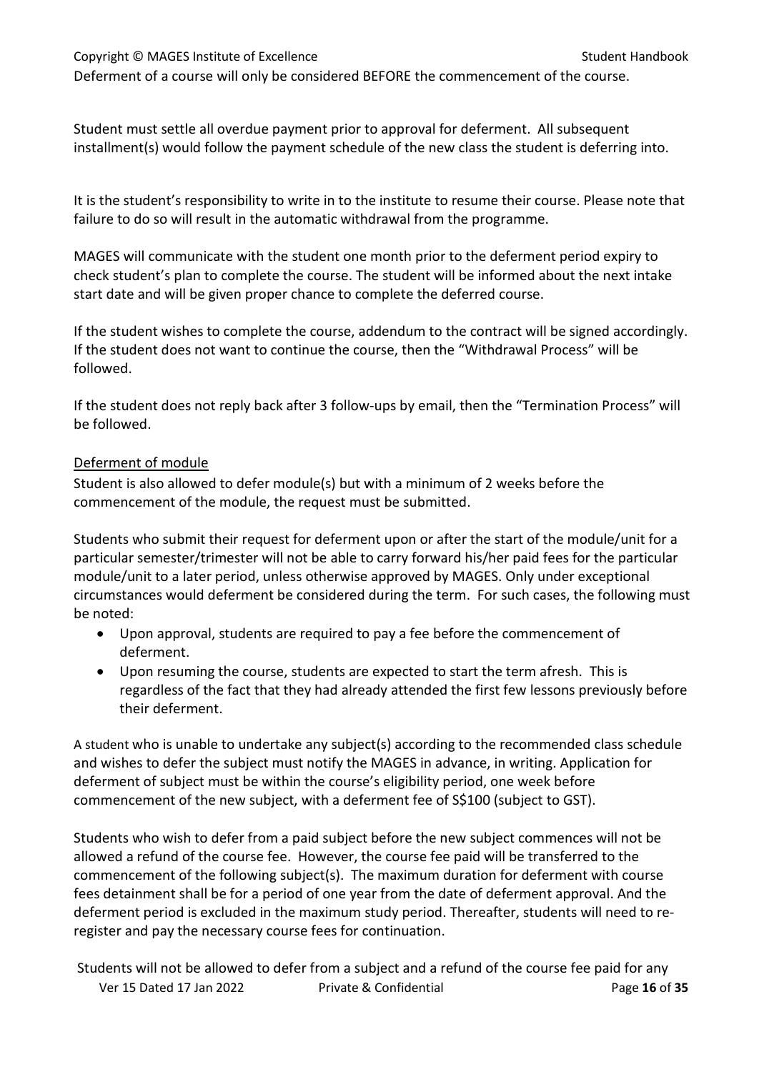Deferment of a course will only be considered BEFORE the commencement of the course.

Student must settle all overdue payment prior to approval for deferment. All subsequent installment(s) would follow the payment schedule of the new class the student is deferring into.

It is the student's responsibility to write in to the institute to resume their course. Please note that failure to do so will result in the automatic withdrawal from the programme.

MAGES will communicate with the student one month prior to the deferment period expiry to check student's plan to complete the course. The student will be informed about the next intake start date and will be given proper chance to complete the deferred course.

If the student wishes to complete the course, addendum to the contract will be signed accordingly. If the student does not want to continue the course, then the "Withdrawal Process" will be followed.

If the student does not reply back after 3 follow-ups by email, then the "Termination Process" will be followed.

<u>Deferment of module</u>

Student is also allowed to defer module(s) but with a minimum of 2 weeks before the commencement of the module, the request must be submitted.

Students who submit their request for deferment upon or after the start of the module/unit for a particular semester/trimester will not be able to carry forward his/her paid fees for the particular module/unit to a later period, unless otherwise approved by MAGES. Only under exceptional circumstances would deferment be considered during the term. For such cases, the following must be noted:

- Upon approval, students are required to pay a fee before the commencement of deferment.
- Upon resuming the course, students are expected to start the term afresh. This is regardless of the fact that they had already attended the first few lessons previously before their deferment.

A student who is unable to undertake any subject(s) according to the recommended class schedule and wishes to defer the subject must notify the MAGES in advance, in writing. Application for deferment of subject must be within the course's eligibility period, one week before commencement of the new subject, with a deferment fee of S$100 (subject to GST).

Students who wish to defer from a paid subject before the new subject commences will not be allowed a refund of the course fee. However, the course fee paid will be transferred to the commencement of the following subject(s). The maximum duration for deferment with course fees detainment shall be for a period of one year from the date of deferment approval. And the deferment period is excluded in the maximum study period. Thereafter, students will need to re-register and pay the necessary course fees for continuation.

Students will not be allowed to defer from a subject and a refund of the course fee paid for any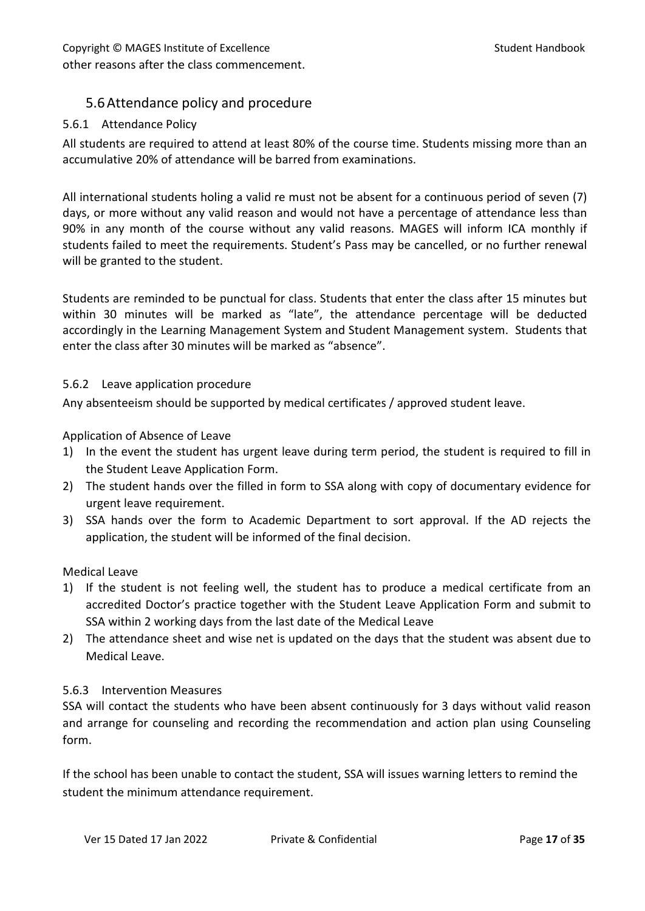other reasons after the class commencement.

## 5.6 Attendance policy and procedure

### 5.6.1 Attendance Policy

All students are required to attend at least 80% of the course time. Students missing more than an accumulative 20% of attendance will be barred from examinations.

All international students holing a valid re must not be absent for a continuous period of seven (7) days, or more without any valid reason and would not have a percentage of attendance less than 90% in any month of the course without any valid reasons. MAGES will inform ICA monthly if students failed to meet the requirements. Student's Pass may be cancelled, or no further renewal will be granted to the student.

Students are reminded to be punctual for class. Students that enter the class after 15 minutes but within 30 minutes will be marked as "late", the attendance percentage will be deducted accordingly in the Learning Management System and Student Management system. Students that enter the class after 30 minutes will be marked as "absence".

### 5.6.2 Leave application procedure

Any absenteeism should be supported by medical certificates / approved student leave.

Application of Absence of Leave

1) In the event the student has urgent leave during term period, the student is required to fill in the Student Leave Application Form.
2) The student hands over the filled in form to SSA along with copy of documentary evidence for urgent leave requirement.
3) SSA hands over the form to Academic Department to sort approval. If the AD rejects the application, the student will be informed of the final decision.

Medical Leave

1) If the student is not feeling well, the student has to produce a medical certificate from an accredited Doctor's practice together with the Student Leave Application Form and submit to SSA within 2 working days from the last date of the Medical Leave
2) The attendance sheet and wise net is updated on the days that the student was absent due to Medical Leave.

### 5.6.3 Intervention Measures

SSA will contact the students who have been absent continuously for 3 days without valid reason and arrange for counseling and recording the recommendation and action plan using Counseling form.

If the school has been unable to contact the student, SSA will issues warning letters to remind the student the minimum attendance requirement.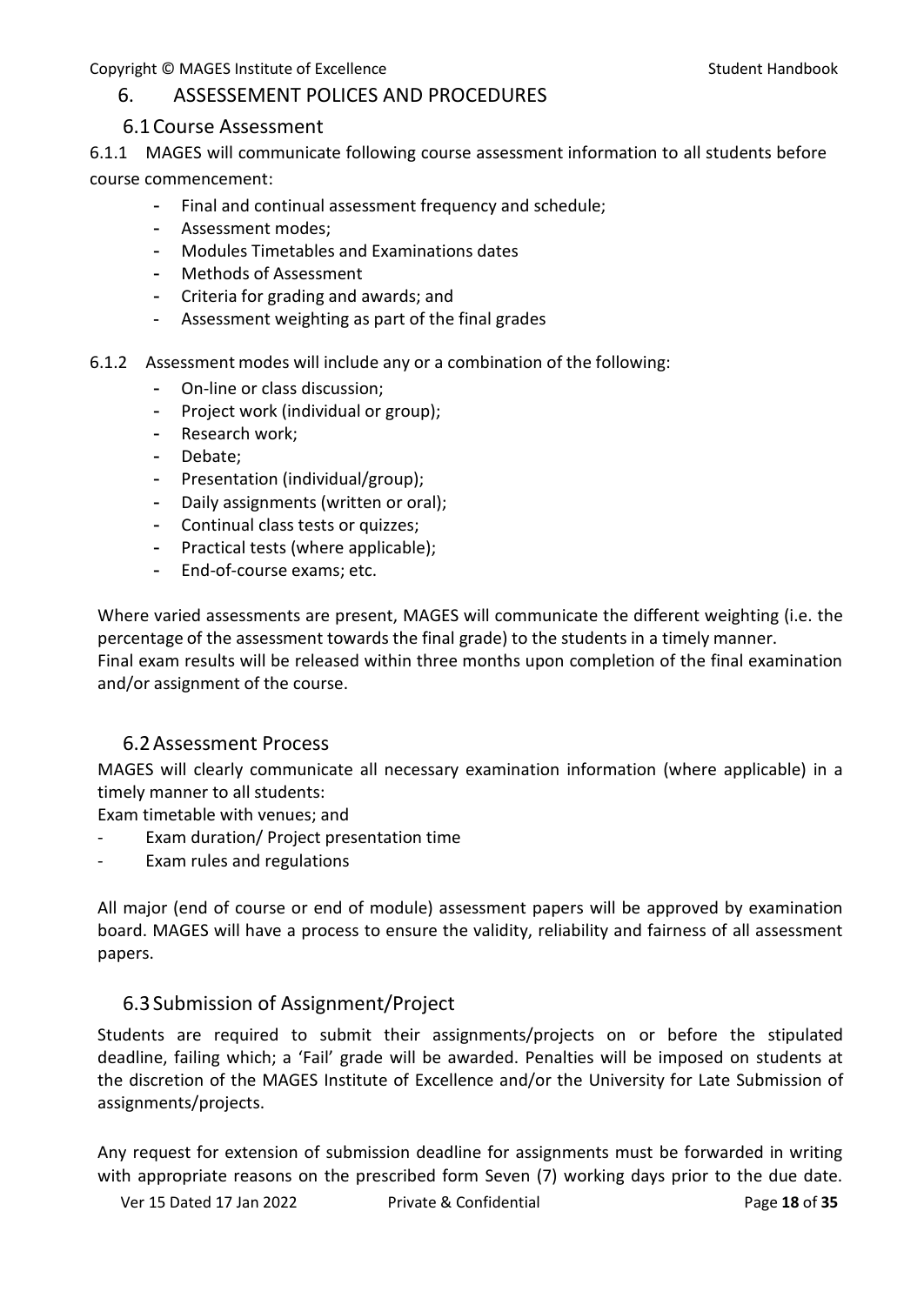# 6. ASSESSEMENT POLICES AND PROCEDURES

## 6.1 Course Assessment

6.1.1 MAGES will communicate following course assessment information to all students before course commencement:

- Final and continual assessment frequency and schedule;
- Assessment modes;
- Modules Timetables and Examinations dates
- Methods of Assessment
- Criteria for grading and awards; and
- Assessment weighting as part of the final grades

6.1.2 Assessment modes will include any or a combination of the following:

- On-line or class discussion;
- Project work (individual or group);
- Research work;
- Debate;
- Presentation (individual/group);
- Daily assignments (written or oral);
- Continual class tests or quizzes;
- Practical tests (where applicable);
- End-of-course exams; etc.

Where varied assessments are present, MAGES will communicate the different weighting (i.e. the percentage of the assessment towards the final grade) to the students in a timely manner.
Final exam results will be released within three months upon completion of the final examination and/or assignment of the course.

## 6.2 Assessment Process

MAGES will clearly communicate all necessary examination information (where applicable) in a timely manner to all students:

Exam timetable with venues; and

- Exam duration/ Project presentation time
- Exam rules and regulations

All major (end of course or end of module) assessment papers will be approved by examination board. MAGES will have a process to ensure the validity, reliability and fairness of all assessment papers.

## 6.3 Submission of Assignment/Project

Students are required to submit their assignments/projects on or before the stipulated deadline, failing which; a 'Fail' grade will be awarded. Penalties will be imposed on students at the discretion of the MAGES Institute of Excellence and/or the University for Late Submission of assignments/projects.

Any request for extension of submission deadline for assignments must be forwarded in writing with appropriate reasons on the prescribed form Seven (7) working days prior to the due date.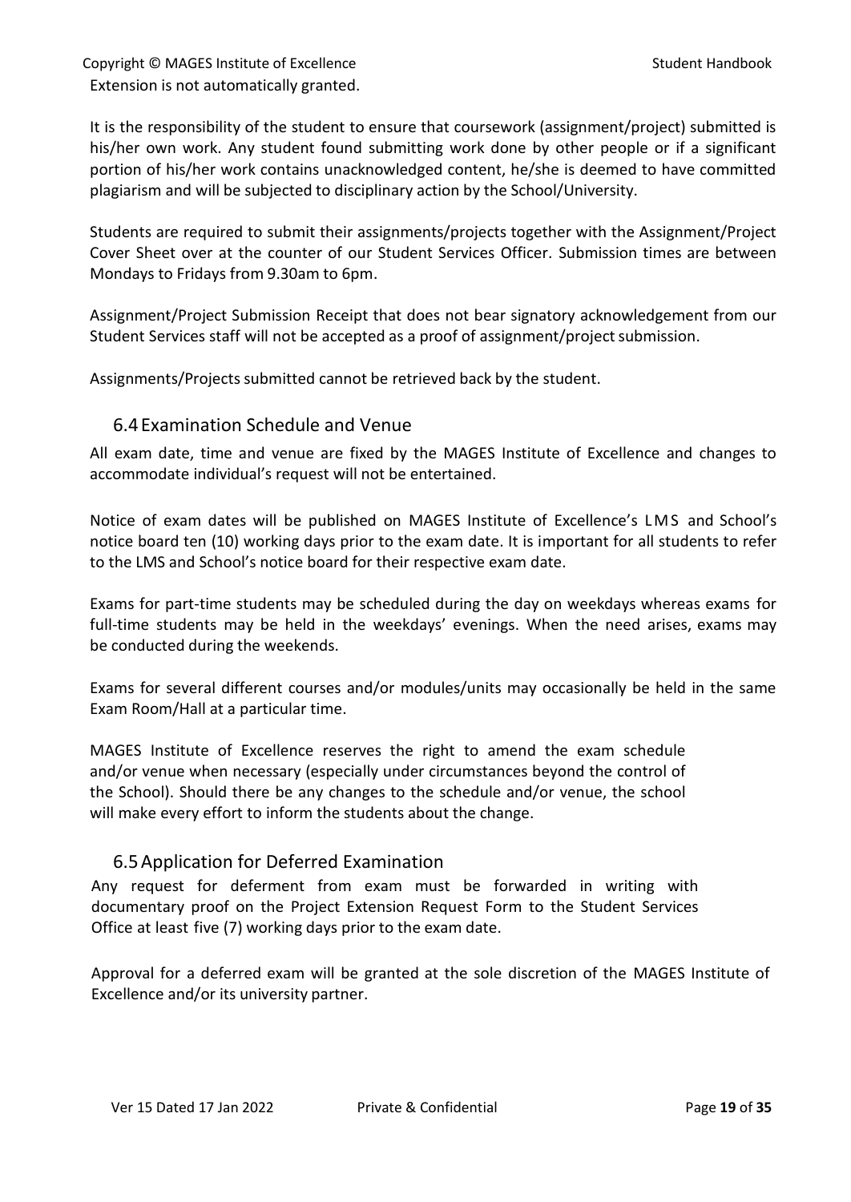Extension is not automatically granted.

It is the responsibility of the student to ensure that coursework (assignment/project) submitted is his/her own work. Any student found submitting work done by other people or if a significant portion of his/her work contains unacknowledged content, he/she is deemed to have committed plagiarism and will be subjected to disciplinary action by the School/University.

Students are required to submit their assignments/projects together with the Assignment/Project Cover Sheet over at the counter of our Student Services Officer. Submission times are between Mondays to Fridays from 9.30am to 6pm.

Assignment/Project Submission Receipt that does not bear signatory acknowledgement from our Student Services staff will not be accepted as a proof of assignment/project submission.

Assignments/Projects submitted cannot be retrieved back by the student.

## 6.4 Examination Schedule and Venue

All exam date, time and venue are fixed by the MAGES Institute of Excellence and changes to accommodate individual's request will not be entertained.

Notice of exam dates will be published on MAGES Institute of Excellence's LMS and School's notice board ten (10) working days prior to the exam date. It is important for all students to refer to the LMS and School's notice board for their respective exam date.

Exams for part-time students may be scheduled during the day on weekdays whereas exams for full-time students may be held in the weekdays' evenings. When the need arises, exams may be conducted during the weekends.

Exams for several different courses and/or modules/units may occasionally be held in the same Exam Room/Hall at a particular time.

MAGES Institute of Excellence reserves the right to amend the exam schedule and/or venue when necessary (especially under circumstances beyond the control of the School). Should there be any changes to the schedule and/or venue, the school will make every effort to inform the students about the change.

## 6.5 Application for Deferred Examination

Any request for deferment from exam must be forwarded in writing with documentary proof on the Project Extension Request Form to the Student Services Office at least five (7) working days prior to the exam date.

Approval for a deferred exam will be granted at the sole discretion of the MAGES Institute of Excellence and/or its university partner.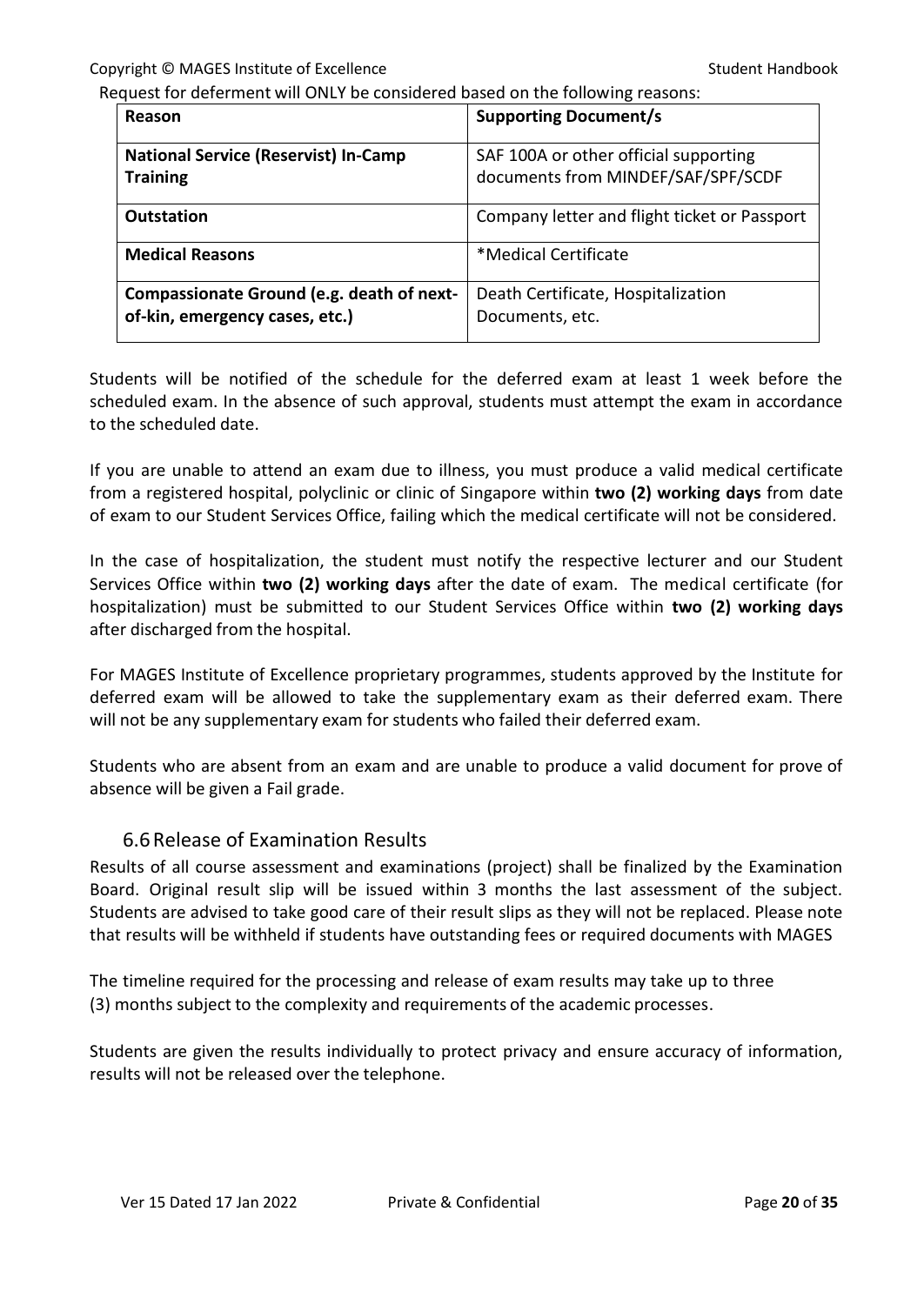Request for deferment will ONLY be considered based on the following reasons:

| Reason | Supporting Document/s |
|---|---|
| **National Service (Reservist) In-Camp Training** | SAF 100A or other official supporting documents from MINDEF/SAF/SPF/SCDF |
| **Outstation** | Company letter and flight ticket or Passport |
| **Medical Reasons** | *Medical Certificate |
| **Compassionate Ground (e.g. death of next-of-kin, emergency cases, etc.)** | Death Certificate, Hospitalization Documents, etc. |

Students will be notified of the schedule for the deferred exam at least 1 week before the scheduled exam. In the absence of such approval, students must attempt the exam in accordance to the scheduled date.

If you are unable to attend an exam due to illness, you must produce a valid medical certificate from a registered hospital, polyclinic or clinic of Singapore within **two (2) working days** from date of exam to our Student Services Office, failing which the medical certificate will not be considered.

In the case of hospitalization, the student must notify the respective lecturer and our Student Services Office within **two (2) working days** after the date of exam. The medical certificate (for hospitalization) must be submitted to our Student Services Office within **two (2) working days** after discharged from the hospital.

For MAGES Institute of Excellence proprietary programmes, students approved by the Institute for deferred exam will be allowed to take the supplementary exam as their deferred exam. There will not be any supplementary exam for students who failed their deferred exam.

Students who are absent from an exam and are unable to produce a valid document for prove of absence will be given a Fail grade.

## 6.6 Release of Examination Results

Results of all course assessment and examinations (project) shall be finalized by the Examination Board. Original result slip will be issued within 3 months the last assessment of the subject. Students are advised to take good care of their result slips as they will not be replaced. Please note that results will be withheld if students have outstanding fees or required documents with MAGES

The timeline required for the processing and release of exam results may take up to three (3) months subject to the complexity and requirements of the academic processes.

Students are given the results individually to protect privacy and ensure accuracy of information, results will not be released over the telephone.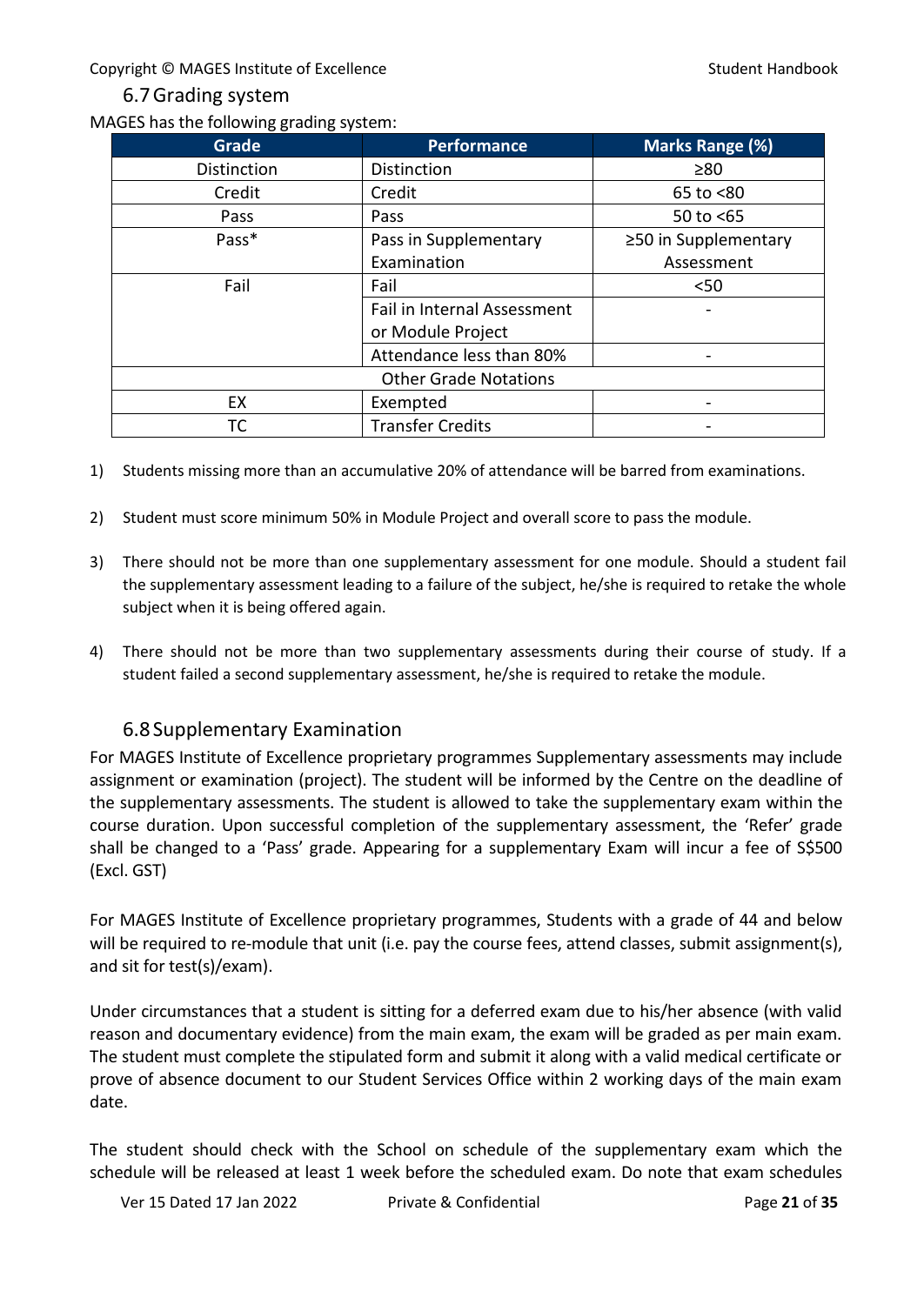## 6.7 Grading system

MAGES has the following grading system:

| Grade | Performance | Marks Range (%) |
|---|---|---|
| Distinction | Distinction | ≥80 |
| Credit | Credit | 65 to <80 |
| Pass | Pass | 50 to <65 |
| Pass* | Pass in Supplementary Examination | ≥50 in Supplementary Assessment |
| Fail | Fail | <50 |
| | Fail in Internal Assessment or Module Project | - |
| | Attendance less than 80% | - |
| Other Grade Notations | | |
| EX | Exempted | - |
| TC | Transfer Credits | - |

1) Students missing more than an accumulative 20% of attendance will be barred from examinations.

2) Student must score minimum 50% in Module Project and overall score to pass the module.

3) There should not be more than one supplementary assessment for one module. Should a student fail the supplementary assessment leading to a failure of the subject, he/she is required to retake the whole subject when it is being offered again.

4) There should not be more than two supplementary assessments during their course of study. If a student failed a second supplementary assessment, he/she is required to retake the module.

## 6.8 Supplementary Examination

For MAGES Institute of Excellence proprietary programmes Supplementary assessments may include assignment or examination (project). The student will be informed by the Centre on the deadline of the supplementary assessments. The student is allowed to take the supplementary exam within the course duration. Upon successful completion of the supplementary assessment, the 'Refer' grade shall be changed to a 'Pass' grade. Appearing for a supplementary Exam will incur a fee of S$500 (Excl. GST)

For MAGES Institute of Excellence proprietary programmes, Students with a grade of 44 and below will be required to re-module that unit (i.e. pay the course fees, attend classes, submit assignment(s), and sit for test(s)/exam).

Under circumstances that a student is sitting for a deferred exam due to his/her absence (with valid reason and documentary evidence) from the main exam, the exam will be graded as per main exam. The student must complete the stipulated form and submit it along with a valid medical certificate or prove of absence document to our Student Services Office within 2 working days of the main exam date.

The student should check with the School on schedule of the supplementary exam which the schedule will be released at least 1 week before the scheduled exam. Do note that exam schedules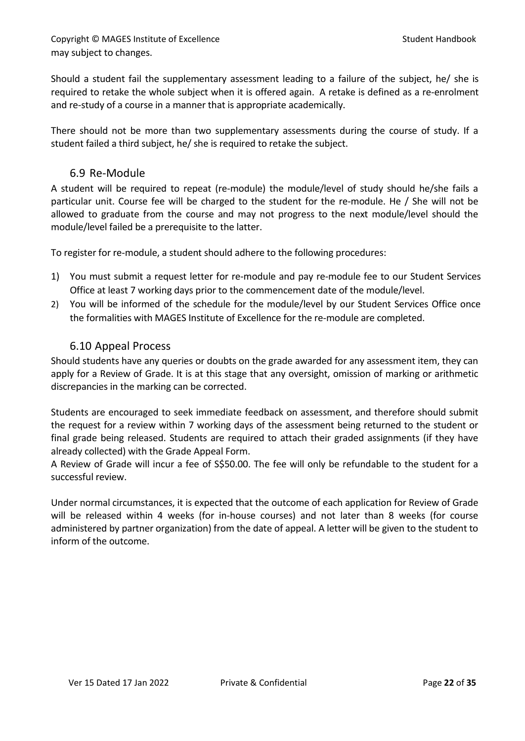may subject to changes.

Should a student fail the supplementary assessment leading to a failure of the subject, he/ she is required to retake the whole subject when it is offered again. A retake is defined as a re-enrolment and re-study of a course in a manner that is appropriate academically.

There should not be more than two supplementary assessments during the course of study. If a student failed a third subject, he/ she is required to retake the subject.

## 6.9 Re-Module

A student will be required to repeat (re-module) the module/level of study should he/she fails a particular unit. Course fee will be charged to the student for the re-module. He / She will not be allowed to graduate from the course and may not progress to the next module/level should the module/level failed be a prerequisite to the latter.

To register for re-module, a student should adhere to the following procedures:

1) You must submit a request letter for re-module and pay re-module fee to our Student Services Office at least 7 working days prior to the commencement date of the module/level.
2) You will be informed of the schedule for the module/level by our Student Services Office once the formalities with MAGES Institute of Excellence for the re-module are completed.

## 6.10 Appeal Process

Should students have any queries or doubts on the grade awarded for any assessment item, they can apply for a Review of Grade. It is at this stage that any oversight, omission of marking or arithmetic discrepancies in the marking can be corrected.

Students are encouraged to seek immediate feedback on assessment, and therefore should submit the request for a review within 7 working days of the assessment being returned to the student or final grade being released. Students are required to attach their graded assignments (if they have already collected) with the Grade Appeal Form.
A Review of Grade will incur a fee of S$50.00. The fee will only be refundable to the student for a successful review.

Under normal circumstances, it is expected that the outcome of each application for Review of Grade will be released within 4 weeks (for in-house courses) and not later than 8 weeks (for course administered by partner organization) from the date of appeal. A letter will be given to the student to inform of the outcome.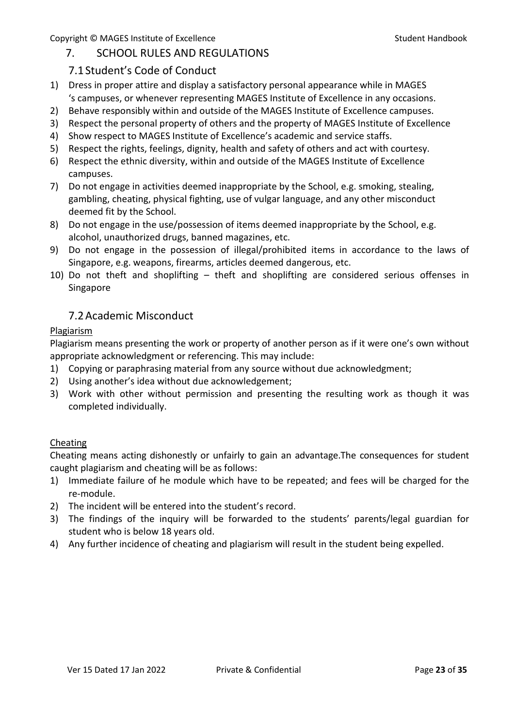# 7. SCHOOL RULES AND REGULATIONS

## 7.1 Student's Code of Conduct

1) Dress in proper attire and display a satisfactory personal appearance while in MAGES 's campuses, or whenever representing MAGES Institute of Excellence in any occasions.
2) Behave responsibly within and outside of the MAGES Institute of Excellence campuses.
3) Respect the personal property of others and the property of MAGES Institute of Excellence
4) Show respect to MAGES Institute of Excellence's academic and service staffs.
5) Respect the rights, feelings, dignity, health and safety of others and act with courtesy.
6) Respect the ethnic diversity, within and outside of the MAGES Institute of Excellence campuses.
7) Do not engage in activities deemed inappropriate by the School, e.g. smoking, stealing, gambling, cheating, physical fighting, use of vulgar language, and any other misconduct deemed fit by the School.
8) Do not engage in the use/possession of items deemed inappropriate by the School, e.g. alcohol, unauthorized drugs, banned magazines, etc.
9) Do not engage in the possession of illegal/prohibited items in accordance to the laws of Singapore, e.g. weapons, firearms, articles deemed dangerous, etc.
10) Do not theft and shoplifting – theft and shoplifting are considered serious offenses in Singapore

## 7.2 Academic Misconduct

Plagiarism

Plagiarism means presenting the work or property of another person as if it were one's own without appropriate acknowledgment or referencing. This may include:

1) Copying or paraphrasing material from any source without due acknowledgment;
2) Using another's idea without due acknowledgement;
3) Work with other without permission and presenting the resulting work as though it was completed individually.

Cheating

Cheating means acting dishonestly or unfairly to gain an advantage.The consequences for student caught plagiarism and cheating will be as follows:

1) Immediate failure of he module which have to be repeated; and fees will be charged for the re-module.
2) The incident will be entered into the student's record.
3) The findings of the inquiry will be forwarded to the students' parents/legal guardian for student who is below 18 years old.
4) Any further incidence of cheating and plagiarism will result in the student being expelled.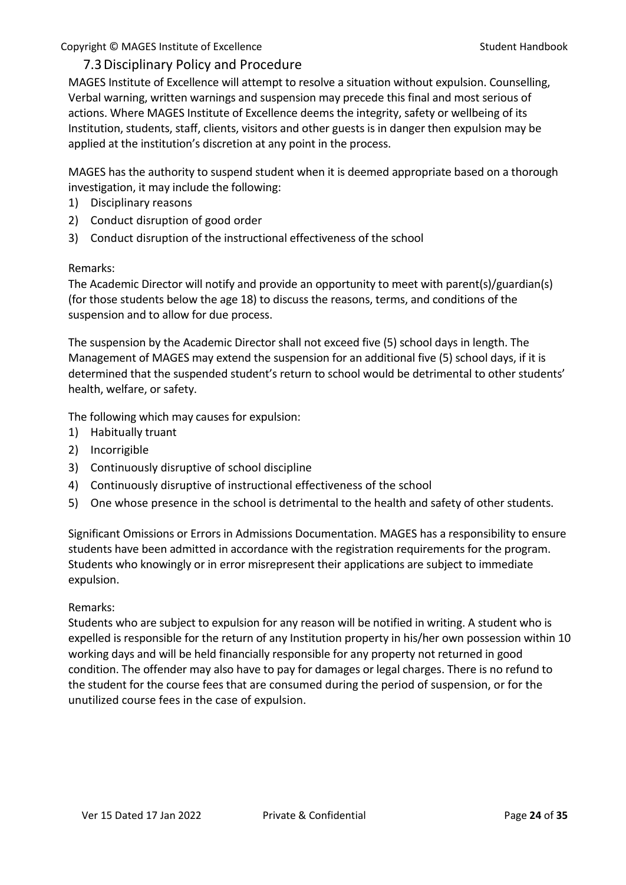## 7.3 Disciplinary Policy and Procedure

MAGES Institute of Excellence will attempt to resolve a situation without expulsion. Counselling, Verbal warning, written warnings and suspension may precede this final and most serious of actions. Where MAGES Institute of Excellence deems the integrity, safety or wellbeing of its Institution, students, staff, clients, visitors and other guests is in danger then expulsion may be applied at the institution's discretion at any point in the process.

MAGES has the authority to suspend student when it is deemed appropriate based on a thorough investigation, it may include the following:

1) Disciplinary reasons
2) Conduct disruption of good order
3) Conduct disruption of the instructional effectiveness of the school

Remarks:
The Academic Director will notify and provide an opportunity to meet with parent(s)/guardian(s) (for those students below the age 18) to discuss the reasons, terms, and conditions of the suspension and to allow for due process.

The suspension by the Academic Director shall not exceed five (5) school days in length. The Management of MAGES may extend the suspension for an additional five (5) school days, if it is determined that the suspended student's return to school would be detrimental to other students' health, welfare, or safety.

The following which may causes for expulsion:

1) Habitually truant
2) Incorrigible
3) Continuously disruptive of school discipline
4) Continuously disruptive of instructional effectiveness of the school
5) One whose presence in the school is detrimental to the health and safety of other students.

Significant Omissions or Errors in Admissions Documentation. MAGES has a responsibility to ensure students have been admitted in accordance with the registration requirements for the program. Students who knowingly or in error misrepresent their applications are subject to immediate expulsion.

Remarks:
Students who are subject to expulsion for any reason will be notified in writing. A student who is expelled is responsible for the return of any Institution property in his/her own possession within 10 working days and will be held financially responsible for any property not returned in good condition. The offender may also have to pay for damages or legal charges. There is no refund to the student for the course fees that are consumed during the period of suspension, or for the unutilized course fees in the case of expulsion.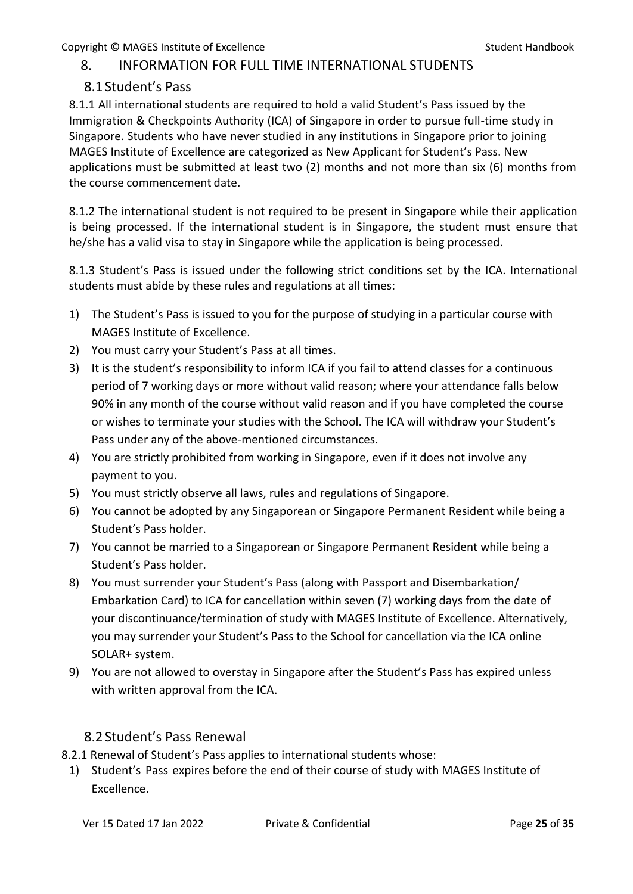## 8. INFORMATION FOR FULL TIME INTERNATIONAL STUDENTS

### 8.1 Student's Pass

8.1.1 All international students are required to hold a valid Student's Pass issued by the Immigration & Checkpoints Authority (ICA) of Singapore in order to pursue full-time study in Singapore. Students who have never studied in any institutions in Singapore prior to joining MAGES Institute of Excellence are categorized as New Applicant for Student's Pass. New applications must be submitted at least two (2) months and not more than six (6) months from the course commencement date.

8.1.2 The international student is not required to be present in Singapore while their application is being processed. If the international student is in Singapore, the student must ensure that he/she has a valid visa to stay in Singapore while the application is being processed.

8.1.3 Student's Pass is issued under the following strict conditions set by the ICA. International students must abide by these rules and regulations at all times:

1) The Student's Pass is issued to you for the purpose of studying in a particular course with MAGES Institute of Excellence.
2) You must carry your Student's Pass at all times.
3) It is the student's responsibility to inform ICA if you fail to attend classes for a continuous period of 7 working days or more without valid reason; where your attendance falls below 90% in any month of the course without valid reason and if you have completed the course or wishes to terminate your studies with the School. The ICA will withdraw your Student's Pass under any of the above-mentioned circumstances.
4) You are strictly prohibited from working in Singapore, even if it does not involve any payment to you.
5) You must strictly observe all laws, rules and regulations of Singapore.
6) You cannot be adopted by any Singaporean or Singapore Permanent Resident while being a Student's Pass holder.
7) You cannot be married to a Singaporean or Singapore Permanent Resident while being a Student's Pass holder.
8) You must surrender your Student's Pass (along with Passport and Disembarkation/ Embarkation Card) to ICA for cancellation within seven (7) working days from the date of your discontinuance/termination of study with MAGES Institute of Excellence. Alternatively, you may surrender your Student's Pass to the School for cancellation via the ICA online SOLAR+ system.
9) You are not allowed to overstay in Singapore after the Student's Pass has expired unless with written approval from the ICA.

### 8.2 Student's Pass Renewal

8.2.1 Renewal of Student's Pass applies to international students whose:

1) Student's Pass expires before the end of their course of study with MAGES Institute of Excellence.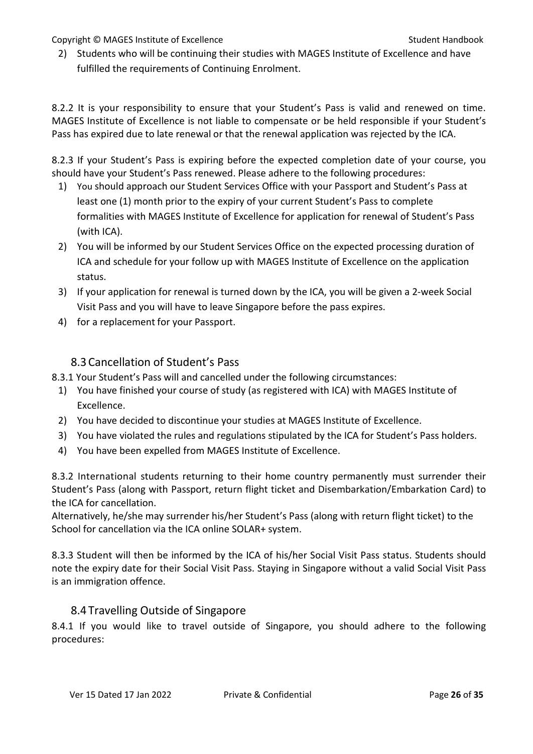2) Students who will be continuing their studies with MAGES Institute of Excellence and have fulfilled the requirements of Continuing Enrolment.

8.2.2 It is your responsibility to ensure that your Student's Pass is valid and renewed on time. MAGES Institute of Excellence is not liable to compensate or be held responsible if your Student's Pass has expired due to late renewal or that the renewal application was rejected by the ICA.

8.2.3 If your Student's Pass is expiring before the expected completion date of your course, you should have your Student's Pass renewed. Please adhere to the following procedures:

1) You should approach our Student Services Office with your Passport and Student's Pass at least one (1) month prior to the expiry of your current Student's Pass to complete formalities with MAGES Institute of Excellence for application for renewal of Student's Pass (with ICA).
2) You will be informed by our Student Services Office on the expected processing duration of ICA and schedule for your follow up with MAGES Institute of Excellence on the application status.
3) If your application for renewal is turned down by the ICA, you will be given a 2-week Social Visit Pass and you will have to leave Singapore before the pass expires.
4) for a replacement for your Passport.

## 8.3 Cancellation of Student's Pass

8.3.1 Your Student's Pass will and cancelled under the following circumstances:

1) You have finished your course of study (as registered with ICA) with MAGES Institute of Excellence.
2) You have decided to discontinue your studies at MAGES Institute of Excellence.
3) You have violated the rules and regulations stipulated by the ICA for Student's Pass holders.
4) You have been expelled from MAGES Institute of Excellence.

8.3.2 International students returning to their home country permanently must surrender their Student's Pass (along with Passport, return flight ticket and Disembarkation/Embarkation Card) to the ICA for cancellation.
Alternatively, he/she may surrender his/her Student's Pass (along with return flight ticket) to the School for cancellation via the ICA online SOLAR+ system.

8.3.3 Student will then be informed by the ICA of his/her Social Visit Pass status. Students should note the expiry date for their Social Visit Pass. Staying in Singapore without a valid Social Visit Pass is an immigration offence.

## 8.4 Travelling Outside of Singapore

8.4.1 If you would like to travel outside of Singapore, you should adhere to the following procedures: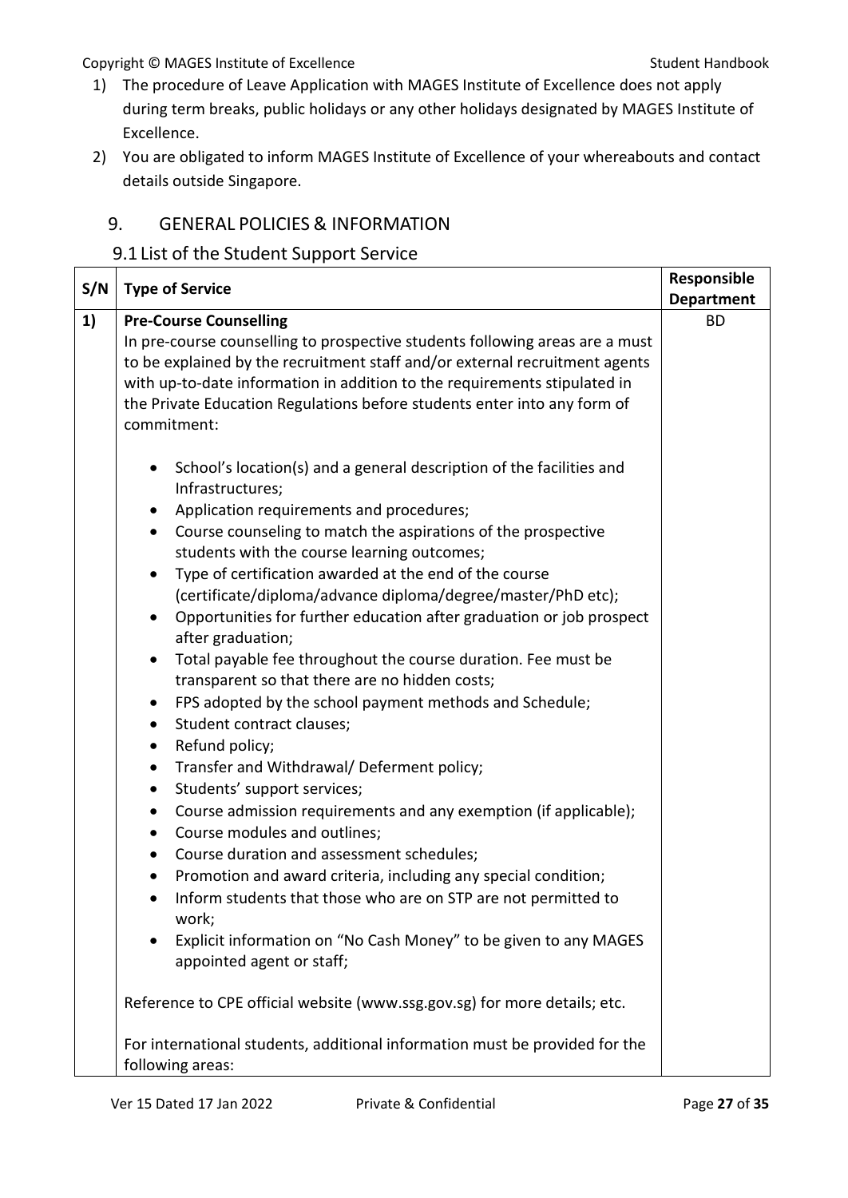1) The procedure of Leave Application with MAGES Institute of Excellence does not apply during term breaks, public holidays or any other holidays designated by MAGES Institute of Excellence.
2) You are obligated to inform MAGES Institute of Excellence of your whereabouts and contact details outside Singapore.

## 9. GENERAL POLICIES & INFORMATION

### 9.1 List of the Student Support Service

| S/N | Type of Service | Responsible Department |
|---|---|---|
| 1) | **Pre-Course Counselling**<br>In pre-course counselling to prospective students following areas are a must to be explained by the recruitment staff and/or external recruitment agents with up-to-date information in addition to the requirements stipulated in the Private Education Regulations before students enter into any form of commitment:<br><br>• School's location(s) and a general description of the facilities and Infrastructures;<br>• Application requirements and procedures;<br>• Course counseling to match the aspirations of the prospective students with the course learning outcomes;<br>• Type of certification awarded at the end of the course (certificate/diploma/advance diploma/degree/master/PhD etc);<br>• Opportunities for further education after graduation or job prospect after graduation;<br>• Total payable fee throughout the course duration. Fee must be transparent so that there are no hidden costs;<br>• FPS adopted by the school payment methods and Schedule;<br>• Student contract clauses;<br>• Refund policy;<br>• Transfer and Withdrawal/ Deferment policy;<br>• Students' support services;<br>• Course admission requirements and any exemption (if applicable);<br>• Course modules and outlines;<br>• Course duration and assessment schedules;<br>• Promotion and award criteria, including any special condition;<br>• Inform students that those who are on STP are not permitted to work;<br>• Explicit information on "No Cash Money" to be given to any MAGES appointed agent or staff;<br><br>Reference to CPE official website (www.ssg.gov.sg) for more details; etc.<br><br>For international students, additional information must be provided for the following areas: | BD |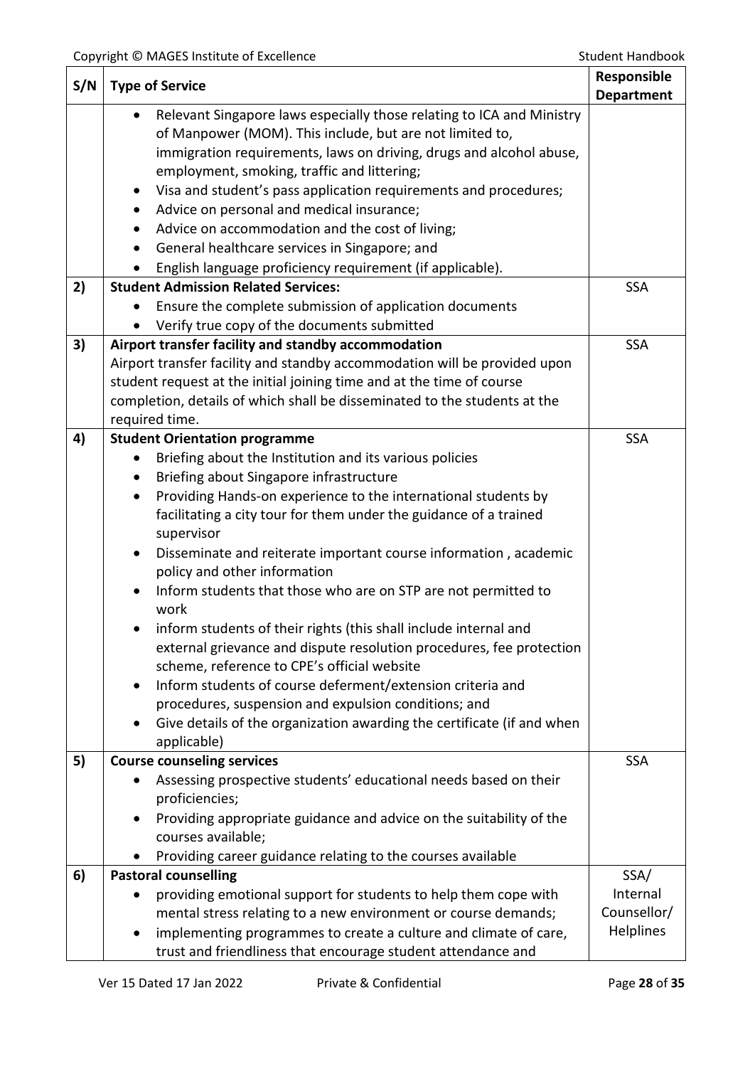| S/N | Type of Service | Responsible Department |
|---|---|---|
| | • Relevant Singapore laws especially those relating to ICA and Ministry of Manpower (MOM). This include, but are not limited to, immigration requirements, laws on driving, drugs and alcohol abuse, employment, smoking, traffic and littering;<br>• Visa and student's pass application requirements and procedures;<br>• Advice on personal and medical insurance;<br>• Advice on accommodation and the cost of living;<br>• General healthcare services in Singapore; and<br>• English language proficiency requirement (if applicable). | |
| 2) | **Student Admission Related Services:**<br>• Ensure the complete submission of application documents<br>• Verify true copy of the documents submitted | SSA |
| 3) | **Airport transfer facility and standby accommodation**<br>Airport transfer facility and standby accommodation will be provided upon student request at the initial joining time and at the time of course completion, details of which shall be disseminated to the students at the required time. | SSA |
| 4) | **Student Orientation programme**<br>• Briefing about the Institution and its various policies<br>• Briefing about Singapore infrastructure<br>• Providing Hands-on experience to the international students by facilitating a city tour for them under the guidance of a trained supervisor<br>• Disseminate and reiterate important course information , academic policy and other information<br>• Inform students that those who are on STP are not permitted to work<br>• inform students of their rights (this shall include internal and external grievance and dispute resolution procedures, fee protection scheme, reference to CPE's official website<br>• Inform students of course deferment/extension criteria and procedures, suspension and expulsion conditions; and<br>• Give details of the organization awarding the certificate (if and when applicable) | SSA |
| 5) | **Course counseling services**<br>• Assessing prospective students' educational needs based on their proficiencies;<br>• Providing appropriate guidance and advice on the suitability of the courses available;<br>• Providing career guidance relating to the courses available | SSA |
| 6) | **Pastoral counselling**<br>• providing emotional support for students to help them cope with mental stress relating to a new environment or course demands;<br>• implementing programmes to create a culture and climate of care, trust and friendliness that encourage student attendance and | SSA/ Internal Counsellor/ Helplines |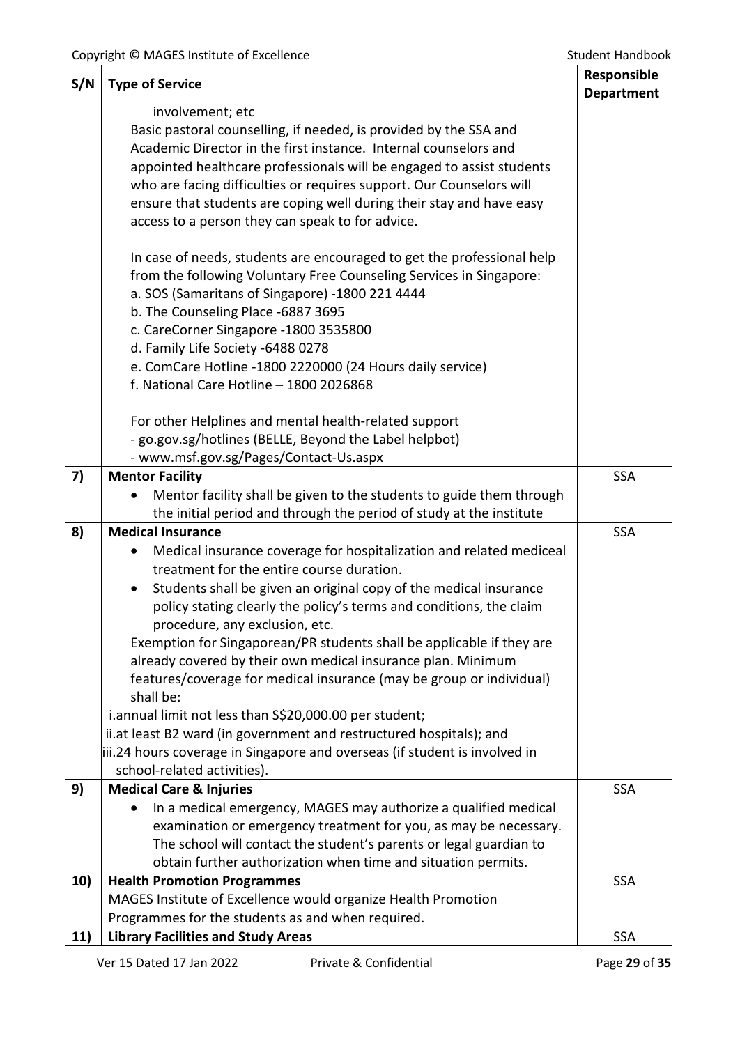| S/N | Type of Service | Responsible Department |
|---|---|---|
| | involvement; etc<br>Basic pastoral counselling, if needed, is provided by the SSA and Academic Director in the first instance. Internal counselors and appointed healthcare professionals will be engaged to assist students who are facing difficulties or requires support. Our Counselors will ensure that students are coping well during their stay and have easy access to a person they can speak to for advice.<br><br>In case of needs, students are encouraged to get the professional help from the following Voluntary Free Counseling Services in Singapore:<br>a. SOS (Samaritans of Singapore) -1800 221 4444<br>b. The Counseling Place -6887 3695<br>c. CareCorner Singapore -1800 3535800<br>d. Family Life Society -6488 0278<br>e. ComCare Hotline -1800 2220000 (24 Hours daily service)<br>f. National Care Hotline – 1800 2026868<br><br>For other Helplines and mental health-related support<br>- go.gov.sg/hotlines (BELLE, Beyond the Label helpbot)<br>- www.msf.gov.sg/Pages/Contact-Us.aspx | |
| **7)** | **Mentor Facility**<br>• Mentor facility shall be given to the students to guide them through the initial period and through the period of study at the institute | SSA |
| **8)** | **Medical Insurance**<br>• Medical insurance coverage for hospitalization and related mediceal treatment for the entire course duration.<br>• Students shall be given an original copy of the medical insurance policy stating clearly the policy's terms and conditions, the claim procedure, any exclusion, etc.<br>Exemption for Singaporean/PR students shall be applicable if they are already covered by their own medical insurance plan. Minimum features/coverage for medical insurance (may be group or individual) shall be:<br>i.annual limit not less than S$20,000.00 per student;<br>ii.at least B2 ward (in government and restructured hospitals); and<br>iii.24 hours coverage in Singapore and overseas (if student is involved in school-related activities). | SSA |
| **9)** | **Medical Care & Injuries**<br>• In a medical emergency, MAGES may authorize a qualified medical examination or emergency treatment for you, as may be necessary. The school will contact the student's parents or legal guardian to obtain further authorization when time and situation permits. | SSA |
| **10)** | **Health Promotion Programmes**<br>MAGES Institute of Excellence would organize Health Promotion Programmes for the students as and when required. | SSA |
| **11)** | **Library Facilities and Study Areas** | SSA |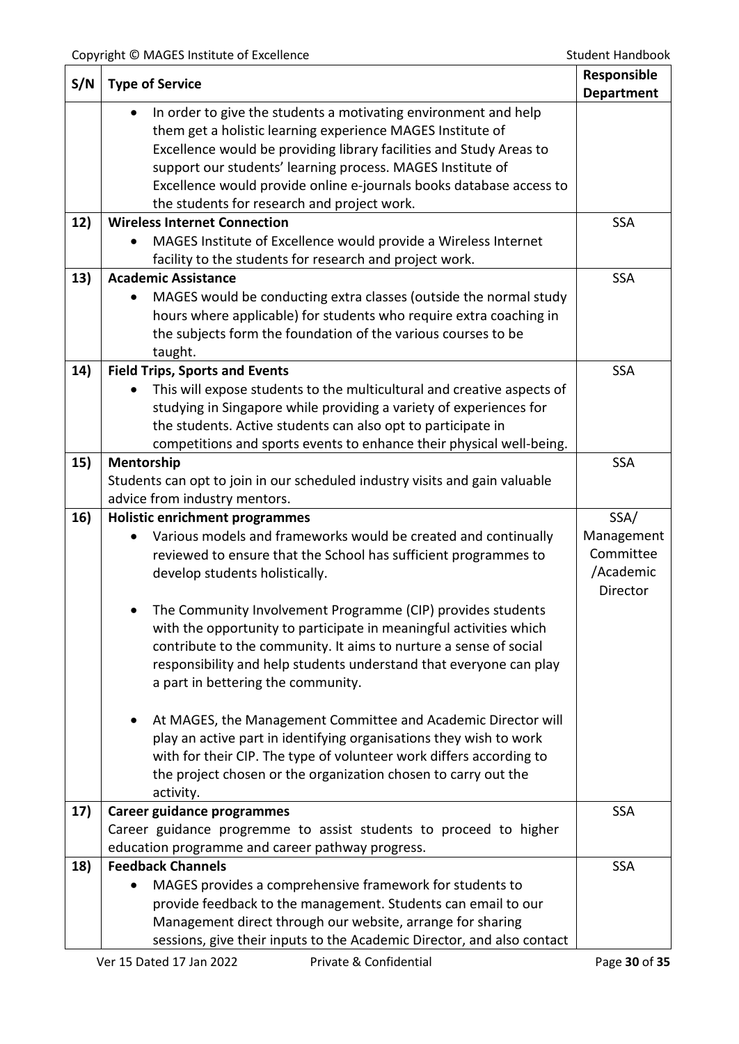| S/N | Type of Service | Responsible Department |
|---|---|---|
| | • In order to give the students a motivating environment and help them get a holistic learning experience MAGES Institute of Excellence would be providing library facilities and Study Areas to support our students' learning process. MAGES Institute of Excellence would provide online e-journals books database access to the students for research and project work. | |
| 12) | **Wireless Internet Connection**<br>• MAGES Institute of Excellence would provide a Wireless Internet facility to the students for research and project work. | SSA |
| 13) | **Academic Assistance**<br>• MAGES would be conducting extra classes (outside the normal study hours where applicable) for students who require extra coaching in the subjects form the foundation of the various courses to be taught. | SSA |
| 14) | **Field Trips, Sports and Events**<br>• This will expose students to the multicultural and creative aspects of studying in Singapore while providing a variety of experiences for the students. Active students can also opt to participate in competitions and sports events to enhance their physical well-being. | SSA |
| 15) | **Mentorship**<br>Students can opt to join in our scheduled industry visits and gain valuable advice from industry mentors. | SSA |
| 16) | **Holistic enrichment programmes**<br>• Various models and frameworks would be created and continually reviewed to ensure that the School has sufficient programmes to develop students holistically.<br>• The Community Involvement Programme (CIP) provides students with the opportunity to participate in meaningful activities which contribute to the community. It aims to nurture a sense of social responsibility and help students understand that everyone can play a part in bettering the community.<br>• At MAGES, the Management Committee and Academic Director will play an active part in identifying organisations they wish to work with for their CIP. The type of volunteer work differs according to the project chosen or the organization chosen to carry out the activity. | SSA/ Management Committee /Academic Director |
| 17) | **Career guidance programmes**<br>Career guidance progremme to assist students to proceed to higher education programme and career pathway progress. | SSA |
| 18) | **Feedback Channels**<br>• MAGES provides a comprehensive framework for students to provide feedback to the management. Students can email to our Management direct through our website, arrange for sharing sessions, give their inputs to the Academic Director, and also contact | SSA |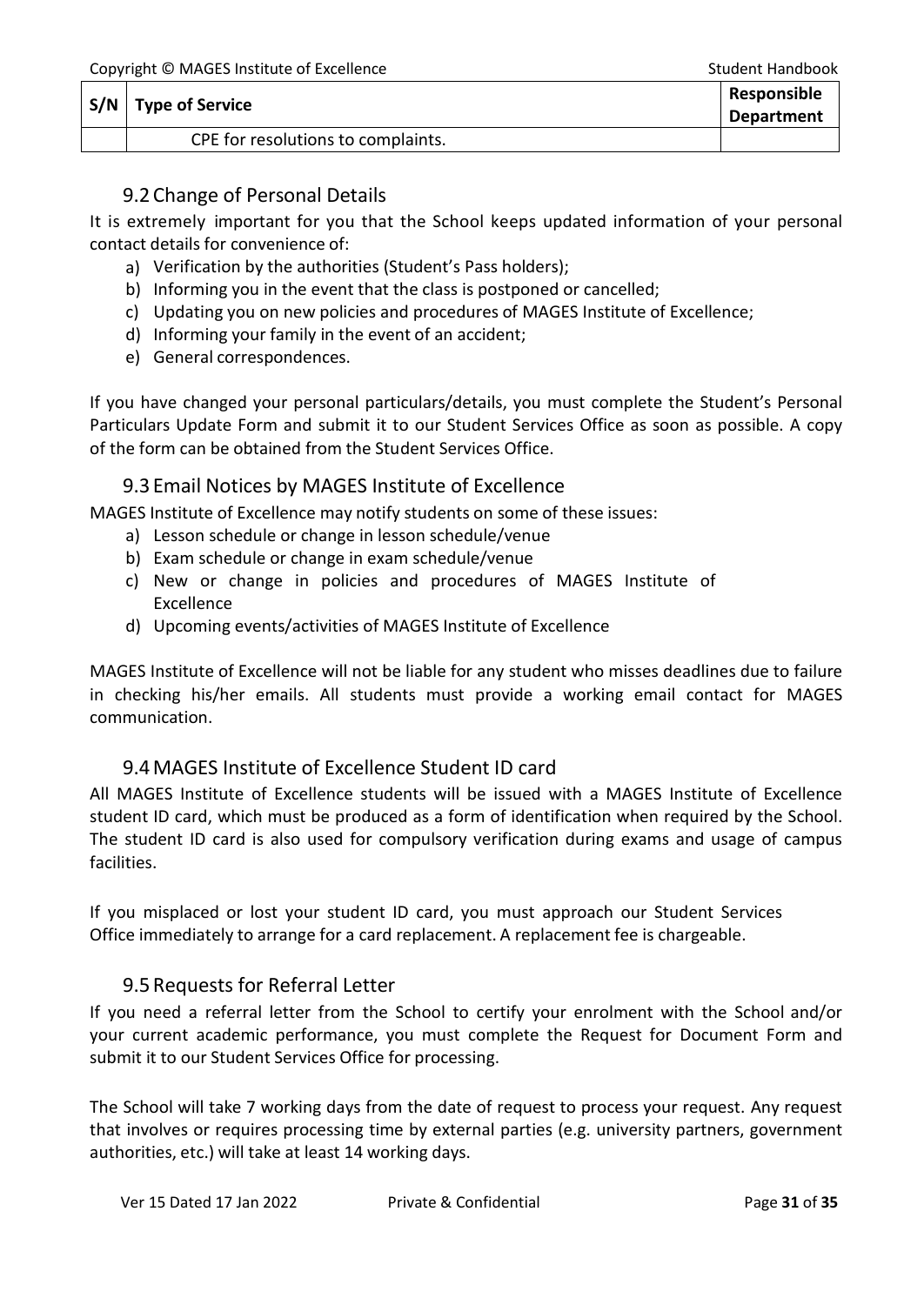| S/N | Type of Service | Responsible Department |
| --- | --- | --- |
| | CPE for resolutions to complaints. | |

## 9.2 Change of Personal Details

It is extremely important for you that the School keeps updated information of your personal contact details for convenience of:

a) Verification by the authorities (Student's Pass holders);
b) Informing you in the event that the class is postponed or cancelled;
c) Updating you on new policies and procedures of MAGES Institute of Excellence;
d) Informing your family in the event of an accident;
e) General correspondences.

If you have changed your personal particulars/details, you must complete the Student's Personal Particulars Update Form and submit it to our Student Services Office as soon as possible. A copy of the form can be obtained from the Student Services Office.

## 9.3 Email Notices by MAGES Institute of Excellence

MAGES Institute of Excellence may notify students on some of these issues:

a) Lesson schedule or change in lesson schedule/venue
b) Exam schedule or change in exam schedule/venue
c) New or change in policies and procedures of MAGES Institute of Excellence
d) Upcoming events/activities of MAGES Institute of Excellence

MAGES Institute of Excellence will not be liable for any student who misses deadlines due to failure in checking his/her emails. All students must provide a working email contact for MAGES communication.

## 9.4 MAGES Institute of Excellence Student ID card

All MAGES Institute of Excellence students will be issued with a MAGES Institute of Excellence student ID card, which must be produced as a form of identification when required by the School. The student ID card is also used for compulsory verification during exams and usage of campus facilities.

If you misplaced or lost your student ID card, you must approach our Student Services Office immediately to arrange for a card replacement. A replacement fee is chargeable.

## 9.5 Requests for Referral Letter

If you need a referral letter from the School to certify your enrolment with the School and/or your current academic performance, you must complete the Request for Document Form and submit it to our Student Services Office for processing.

The School will take 7 working days from the date of request to process your request. Any request that involves or requires processing time by external parties (e.g. university partners, government authorities, etc.) will take at least 14 working days.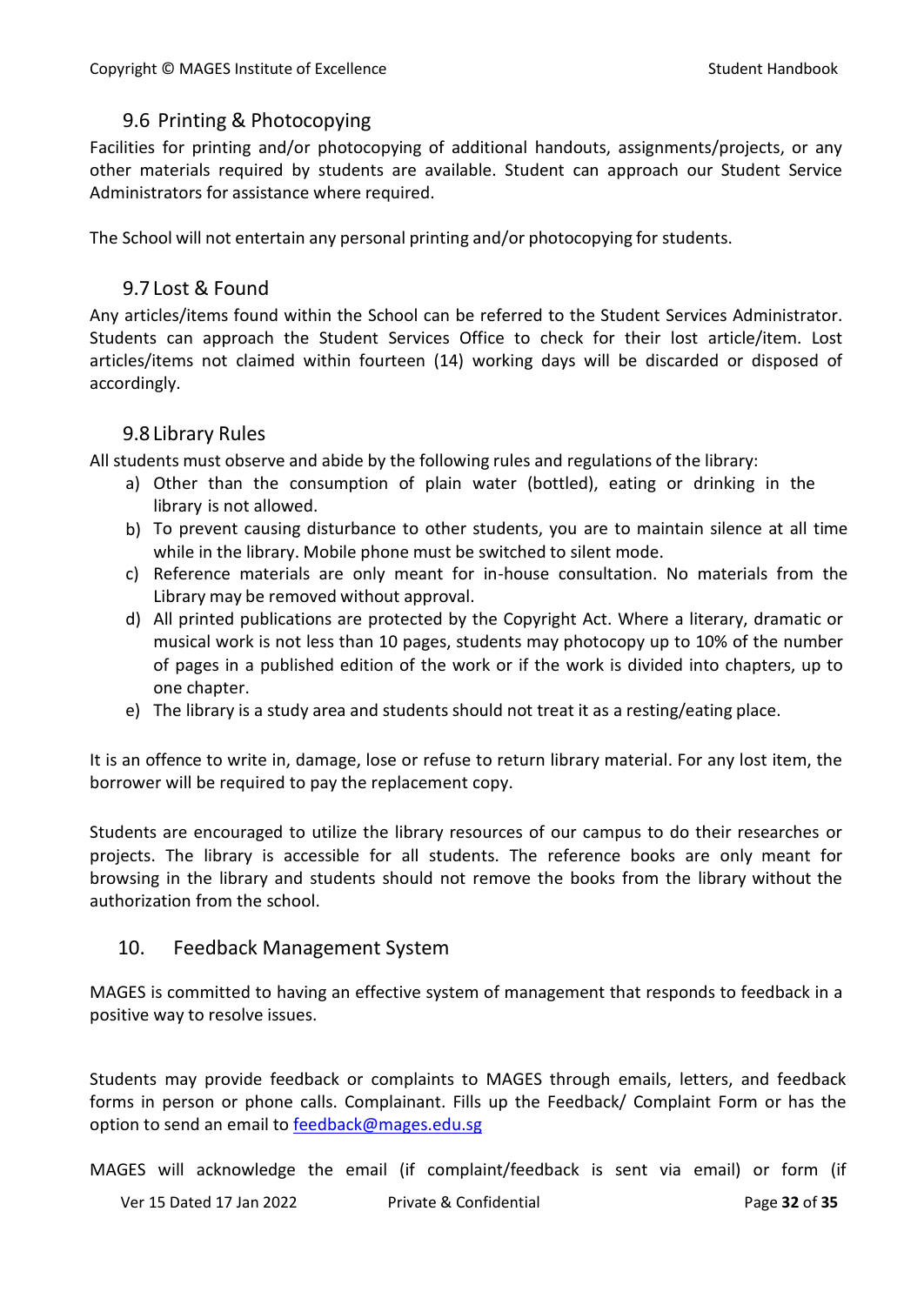### 9.6 Printing & Photocopying

Facilities for printing and/or photocopying of additional handouts, assignments/projects, or any other materials required by students are available. Student can approach our Student Service Administrators for assistance where required.

The School will not entertain any personal printing and/or photocopying for students.

### 9.7 Lost & Found

Any articles/items found within the School can be referred to the Student Services Administrator. Students can approach the Student Services Office to check for their lost article/item. Lost articles/items not claimed within fourteen (14) working days will be discarded or disposed of accordingly.

### 9.8 Library Rules

All students must observe and abide by the following rules and regulations of the library:

a) Other than the consumption of plain water (bottled), eating or drinking in the library is not allowed.
b) To prevent causing disturbance to other students, you are to maintain silence at all time while in the library. Mobile phone must be switched to silent mode.
c) Reference materials are only meant for in-house consultation. No materials from the Library may be removed without approval.
d) All printed publications are protected by the Copyright Act. Where a literary, dramatic or musical work is not less than 10 pages, students may photocopy up to 10% of the number of pages in a published edition of the work or if the work is divided into chapters, up to one chapter.
e) The library is a study area and students should not treat it as a resting/eating place.

It is an offence to write in, damage, lose or refuse to return library material. For any lost item, the borrower will be required to pay the replacement copy.

Students are encouraged to utilize the library resources of our campus to do their researches or projects. The library is accessible for all students. The reference books are only meant for browsing in the library and students should not remove the books from the library without the authorization from the school.

## 10. Feedback Management System

MAGES is committed to having an effective system of management that responds to feedback in a positive way to resolve issues.

Students may provide feedback or complaints to MAGES through emails, letters, and feedback forms in person or phone calls. Complainant. Fills up the Feedback/ Complaint Form or has the option to send an email to feedback@mages.edu.sg

MAGES will acknowledge the email (if complaint/feedback is sent via email) or form (if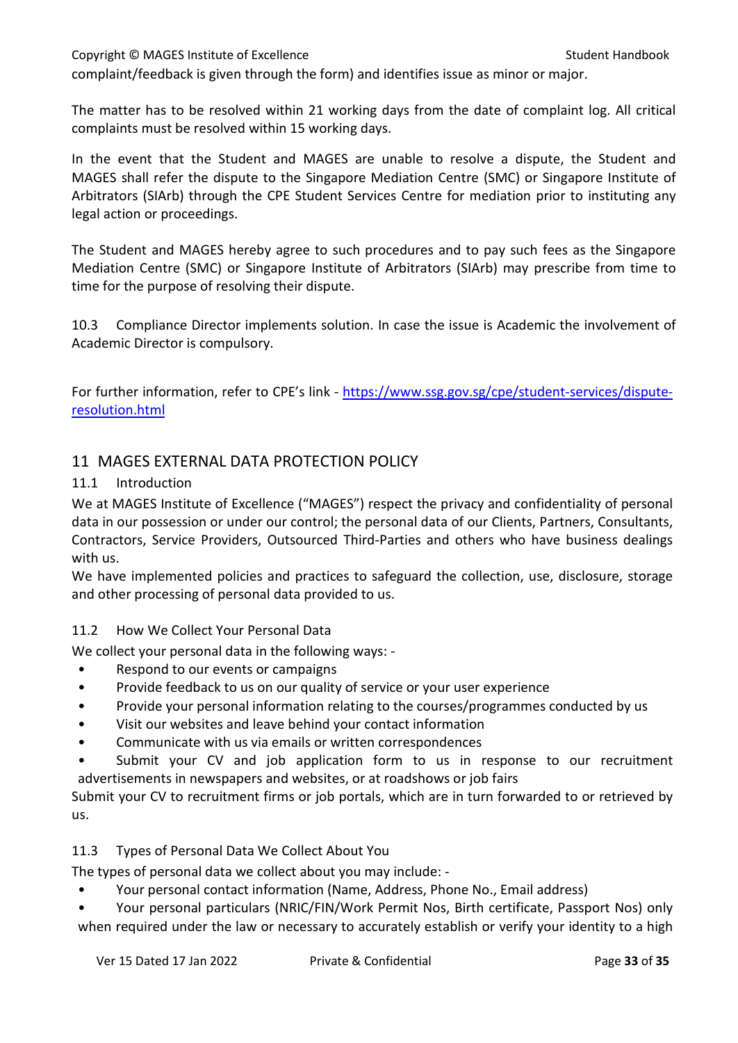complaint/feedback is given through the form) and identifies issue as minor or major.

The matter has to be resolved within 21 working days from the date of complaint log. All critical complaints must be resolved within 15 working days.

In the event that the Student and MAGES are unable to resolve a dispute, the Student and MAGES shall refer the dispute to the Singapore Mediation Centre (SMC) or Singapore Institute of Arbitrators (SIArb) through the CPE Student Services Centre for mediation prior to instituting any legal action or proceedings.

The Student and MAGES hereby agree to such procedures and to pay such fees as the Singapore Mediation Centre (SMC) or Singapore Institute of Arbitrators (SIArb) may prescribe from time to time for the purpose of resolving their dispute.

10.3 Compliance Director implements solution. In case the issue is Academic the involvement of Academic Director is compulsory.

For further information, refer to CPE's link - [https://www.ssg.gov.sg/cpe/student-services/dispute-resolution.html](https://www.ssg.gov.sg/cpe/student-services/dispute-resolution.html)

## 11 MAGES EXTERNAL DATA PROTECTION POLICY

### 11.1 Introduction

We at MAGES Institute of Excellence ("MAGES") respect the privacy and confidentiality of personal data in our possession or under our control; the personal data of our Clients, Partners, Consultants, Contractors, Service Providers, Outsourced Third-Parties and others who have business dealings with us.

We have implemented policies and practices to safeguard the collection, use, disclosure, storage and other processing of personal data provided to us.

### 11.2 How We Collect Your Personal Data

We collect your personal data in the following ways: -

- Respond to our events or campaigns
- Provide feedback to us on our quality of service or your user experience
- Provide your personal information relating to the courses/programmes conducted by us
- Visit our websites and leave behind your contact information
- Communicate with us via emails or written correspondences
- Submit your CV and job application form to us in response to our recruitment advertisements in newspapers and websites, or at roadshows or job fairs

Submit your CV to recruitment firms or job portals, which are in turn forwarded to or retrieved by us.

### 11.3 Types of Personal Data We Collect About You

The types of personal data we collect about you may include: -

- Your personal contact information (Name, Address, Phone No., Email address)
- Your personal particulars (NRIC/FIN/Work Permit Nos, Birth certificate, Passport Nos) only when required under the law or necessary to accurately establish or verify your identity to a high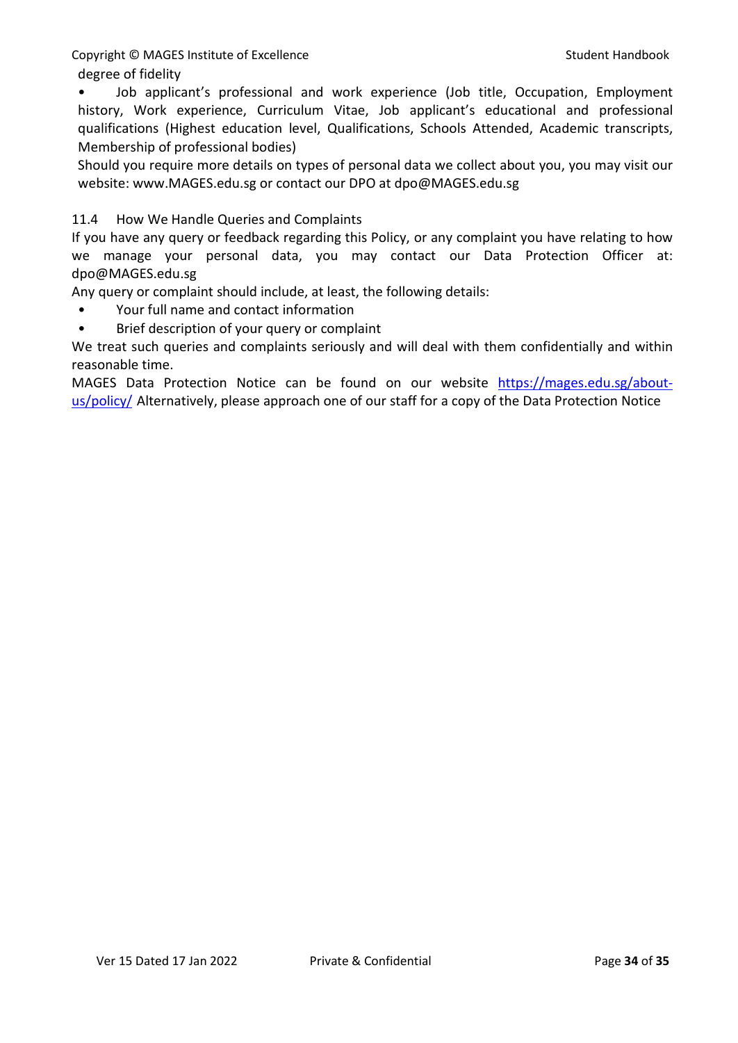degree of fidelity

- Job applicant's professional and work experience (Job title, Occupation, Employment history, Work experience, Curriculum Vitae, Job applicant's educational and professional qualifications (Highest education level, Qualifications, Schools Attended, Academic transcripts, Membership of professional bodies)

Should you require more details on types of personal data we collect about you, you may visit our website: www.MAGES.edu.sg or contact our DPO at dpo@MAGES.edu.sg

### 11.4 How We Handle Queries and Complaints

If you have any query or feedback regarding this Policy, or any complaint you have relating to how we manage your personal data, you may contact our Data Protection Officer at: dpo@MAGES.edu.sg

Any query or complaint should include, at least, the following details:

- Your full name and contact information
- Brief description of your query or complaint

We treat such queries and complaints seriously and will deal with them confidentially and within reasonable time.

MAGES Data Protection Notice can be found on our website [https://mages.edu.sg/about-us/policy/](https://mages.edu.sg/about-us/policy/) Alternatively, please approach one of our staff for a copy of the Data Protection Notice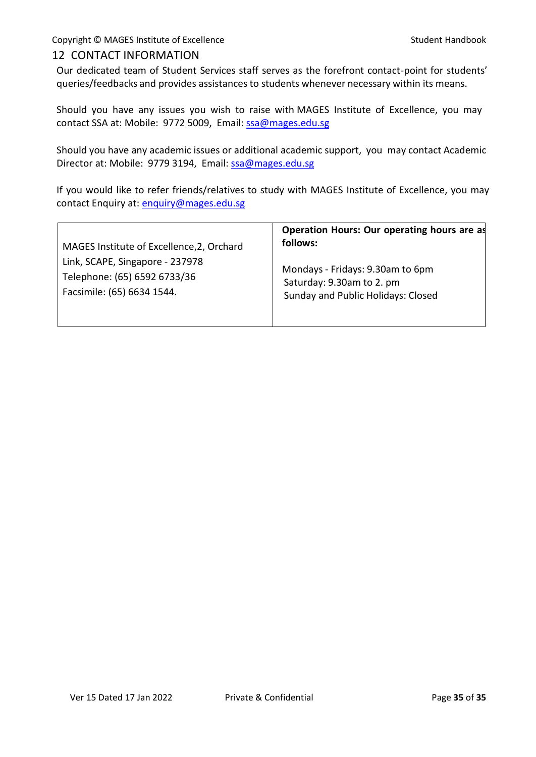## 12 CONTACT INFORMATION

Our dedicated team of Student Services staff serves as the forefront contact-point for students' queries/feedbacks and provides assistances to students whenever necessary within its means.

Should you have any issues you wish to raise with MAGES Institute of Excellence, you may contact SSA at: Mobile: 9772 5009, Email: ssa@mages.edu.sg

Should you have any academic issues or additional academic support, you may contact Academic Director at: Mobile: 9779 3194, Email: ssa@mages.edu.sg

If you would like to refer friends/relatives to study with MAGES Institute of Excellence, you may contact Enquiry at: enquiry@mages.edu.sg

| | |
|---|---|
| MAGES Institute of Excellence,2, Orchard Link, SCAPE, Singapore - 237978<br>Telephone: (65) 6592 6733/36<br>Facsimile: (65) 6634 1544. | **Operation Hours: Our operating hours are as follows:**<br><br>Mondays - Fridays: 9.30am to 6pm<br>Saturday: 9.30am to 2. pm<br>Sunday and Public Holidays: Closed |